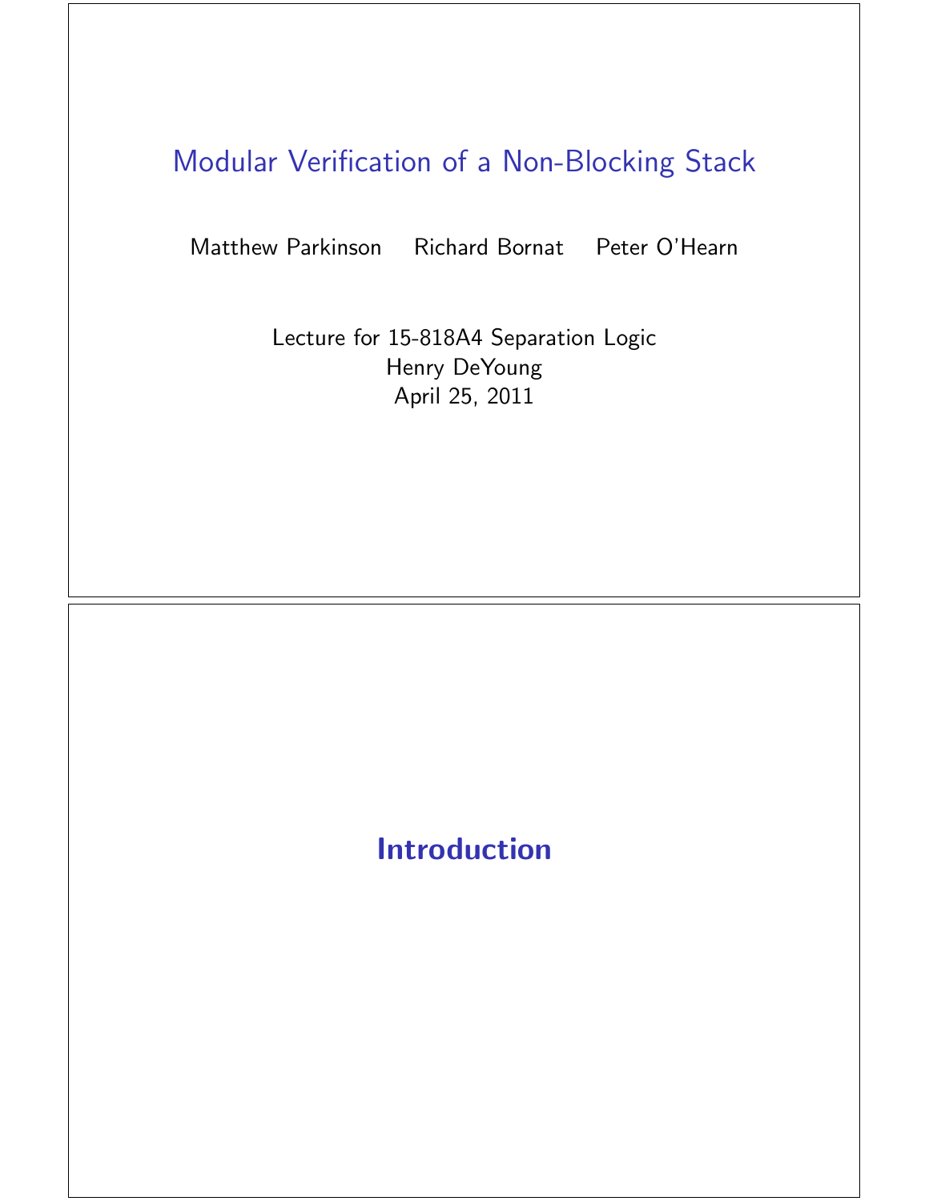# Modular Verification of a Non-Blocking Stack

Matthew Parkinson  Richard Bornat  Peter O'Hearn

Lecture for 15-818A4 Separation Logic
Henry DeYoung
April 25, 2011

## Introduction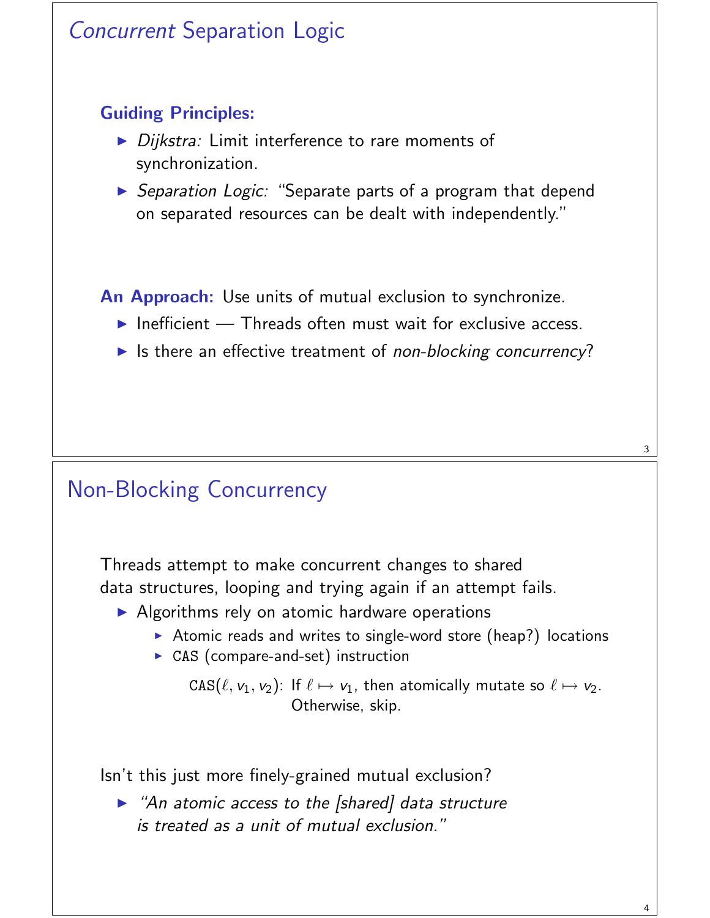## *Concurrent* Separation Logic

**Guiding Principles:**

- *Dijkstra:* Limit interference to rare moments of synchronization.
- *Separation Logic:* "Separate parts of a program that depend on separated resources can be dealt with independently."

**An Approach:** Use units of mutual exclusion to synchronize.

- Inefficient — Threads often must wait for exclusive access.
- Is there an effective treatment of *non-blocking concurrency*?

## Non-Blocking Concurrency

Threads attempt to make concurrent changes to shared data structures, looping and trying again if an attempt fails.

- Algorithms rely on atomic hardware operations
  - Atomic reads and writes to single-word store (heap?) locations
  - `CAS` (compare-and-set) instruction

    $\texttt{CAS}(\ell, v_1, v_2)$: If $\ell \mapsto v_1$, then atomically mutate so $\ell \mapsto v_2$. Otherwise, skip.

Isn't this just more finely-grained mutual exclusion?

- *"An atomic access to the [shared] data structure is treated as a unit of mutual exclusion."*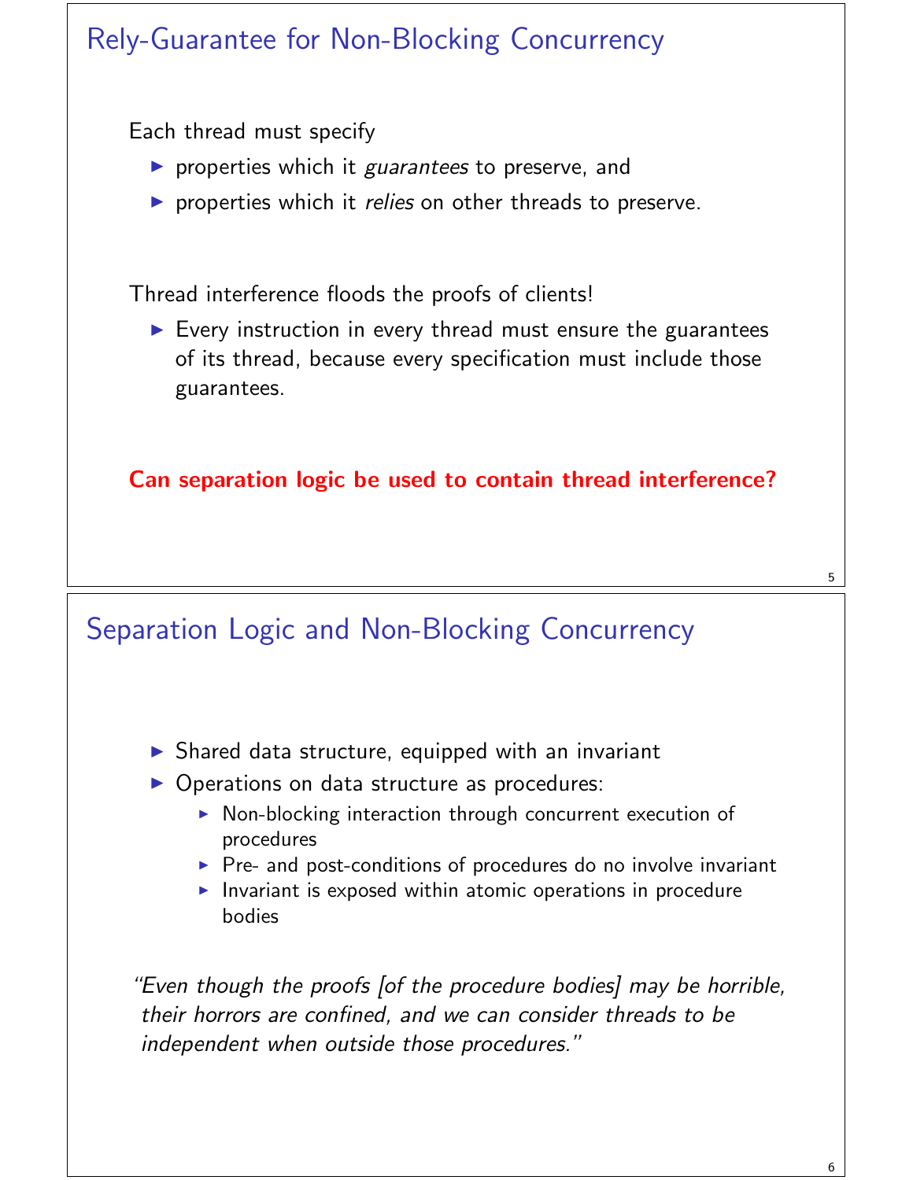## Rely-Guarantee for Non-Blocking Concurrency

Each thread must specify

- properties which it *guarantees* to preserve, and
- properties which it *relies* on other threads to preserve.

Thread interference floods the proofs of clients!

- Every instruction in every thread must ensure the guarantees of its thread, because every specification must include those guarantees.

**Can separation logic be used to contain thread interference?**

## Separation Logic and Non-Blocking Concurrency

- Shared data structure, equipped with an invariant
- Operations on data structure as procedures:
  - Non-blocking interaction through concurrent execution of procedures
  - Pre- and post-conditions of procedures do no involve invariant
  - Invariant is exposed within atomic operations in procedure bodies

*"Even though the proofs [of the procedure bodies] may be horrible, their horrors are confined, and we can consider threads to be independent when outside those procedures."*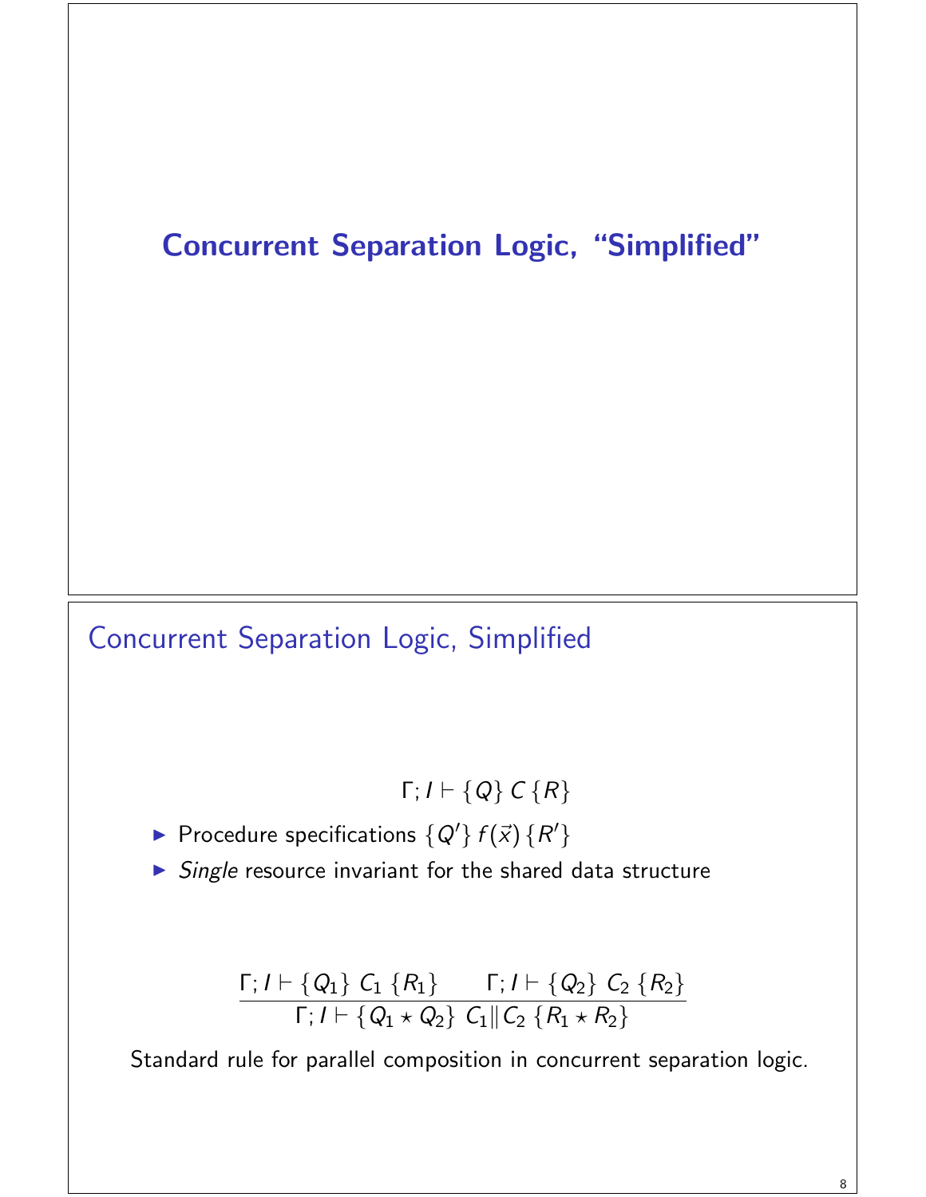# Concurrent Separation Logic, “Simplified”

## Concurrent Separation Logic, Simplified

$$\Gamma; I \vdash \{Q\}\, C\, \{R\}$$

- Procedure specifications $\{Q'\}\, f(\vec{x})\, \{R'\}$
- *Single* resource invariant for the shared data structure

$$\frac{\Gamma; I \vdash \{Q_1\}\ C_1\ \{R_1\} \qquad \Gamma; I \vdash \{Q_2\}\ C_2\ \{R_2\}}{\Gamma; I \vdash \{Q_1 \star Q_2\}\ C_1 \| C_2\ \{R_1 \star R_2\}}$$

Standard rule for parallel composition in concurrent separation logic.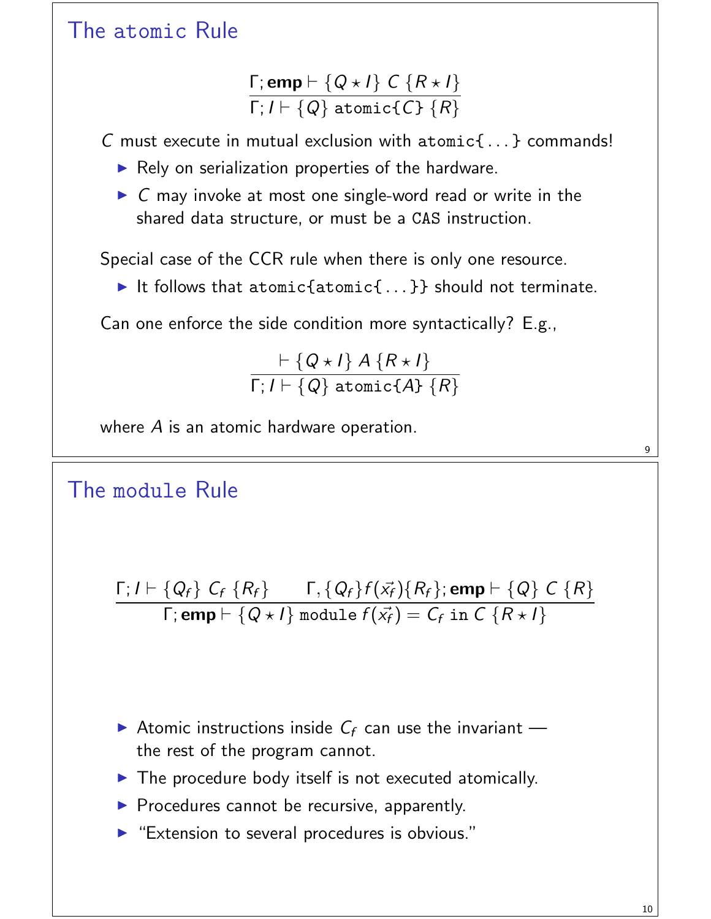## The `atomic` Rule

$$\frac{\Gamma; \mathbf{emp} \vdash \{Q \star I\}\ C\ \{R \star I\}}{\Gamma; I \vdash \{Q\}\ \texttt{atomic\{}C\texttt{\}}\ \{R\}}$$

$C$ must execute in mutual exclusion with `atomic{...}` commands!

- Rely on serialization properties of the hardware.
- $C$ may invoke at most one single-word read or write in the shared data structure, or must be a `CAS` instruction.

Special case of the CCR rule when there is only one resource.

- It follows that `atomic{atomic{...}}` should not terminate.

Can one enforce the side condition more syntactically? E.g.,

$$\frac{\vdash \{Q \star I\}\ A\ \{R \star I\}}{\Gamma; I \vdash \{Q\}\ \texttt{atomic\{}A\texttt{\}}\ \{R\}}$$

where $A$ is an atomic hardware operation.

## The `module` Rule

$$\frac{\Gamma; I \vdash \{Q_f\}\ C_f\ \{R_f\} \qquad \Gamma, \{Q_f\}f(\vec{x_f})\{R_f\}; \mathbf{emp} \vdash \{Q\}\ C\ \{R\}}{\Gamma; \mathbf{emp} \vdash \{Q \star I\}\ \texttt{module}\ f(\vec{x_f}) = C_f\ \texttt{in}\ C\ \{R \star I\}}$$

- Atomic instructions inside $C_f$ can use the invariant — the rest of the program cannot.
- The procedure body itself is not executed atomically.
- Procedures cannot be recursive, apparently.
- "Extension to several procedures is obvious."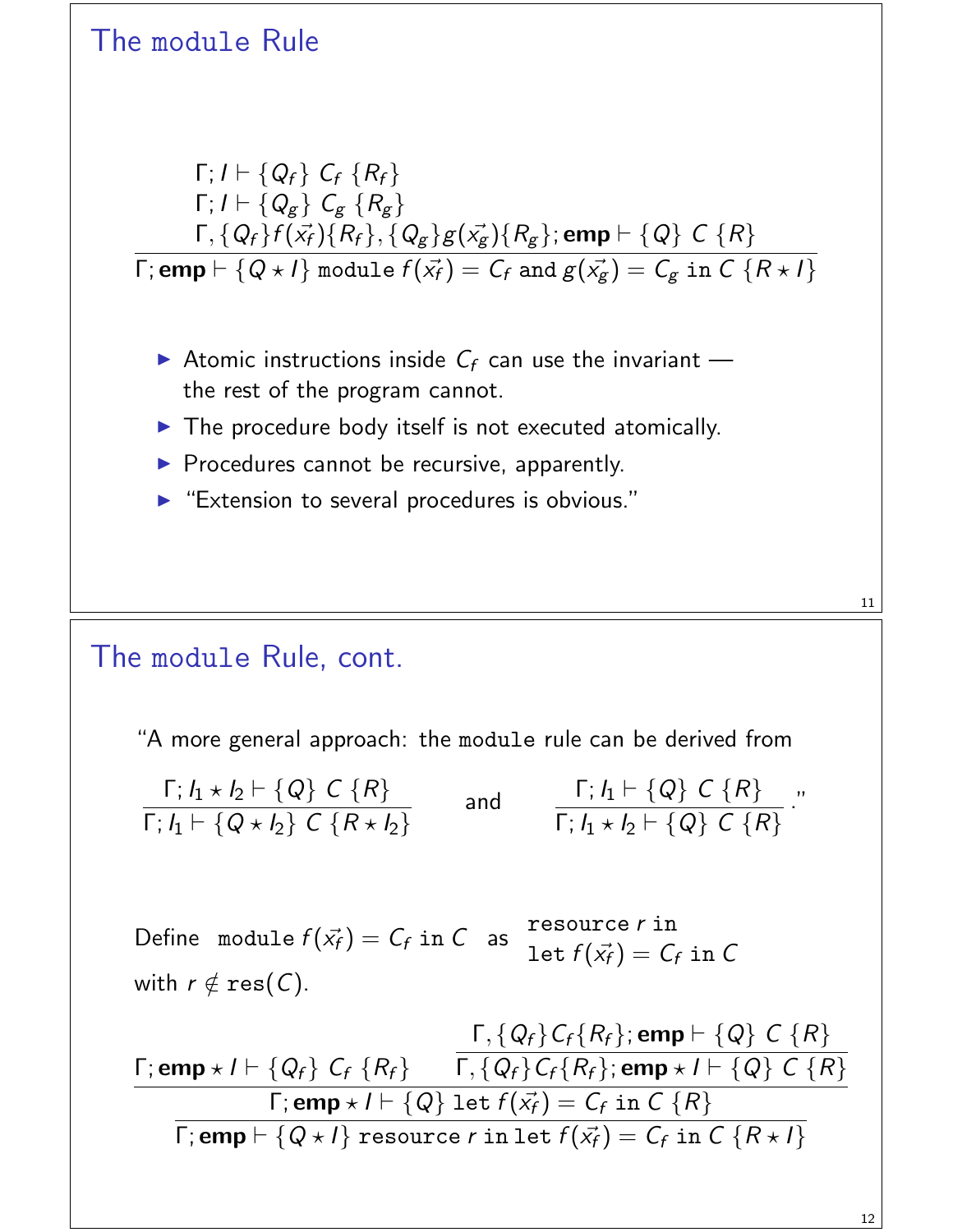## The module Rule

$$\frac{\begin{array}{l}\Gamma; I \vdash \{Q_f\}\ C_f\ \{R_f\} \\ \Gamma; I \vdash \{Q_g\}\ C_g\ \{R_g\} \\ \Gamma, \{Q_f\}f(\vec{x_f})\{R_f\}, \{Q_g\}g(\vec{x_g})\{R_g\}; \mathbf{emp} \vdash \{Q\}\ C\ \{R\}\end{array}}{\Gamma; \mathbf{emp} \vdash \{Q \star I\}\ \texttt{module}\ f(\vec{x_f}) = C_f\ \texttt{and}\ g(\vec{x_g}) = C_g\ \texttt{in}\ C\ \{R \star I\}}$$

- Atomic instructions inside $C_f$ can use the invariant — the rest of the program cannot.
- The procedure body itself is not executed atomically.
- Procedures cannot be recursive, apparently.
- "Extension to several procedures is obvious."

## The module Rule, cont.

"A more general approach: the module rule can be derived from

$$\frac{\Gamma; I_1 \star I_2 \vdash \{Q\}\ C\ \{R\}}{\Gamma; I_1 \vdash \{Q \star I_2\}\ C\ \{R \star I_2\}} \quad \text{and} \quad \frac{\Gamma; I_1 \vdash \{Q\}\ C\ \{R\}}{\Gamma; I_1 \star I_2 \vdash \{Q\}\ C\ \{R\}}."$$

Define $\texttt{module}\ f(\vec{x_f}) = C_f\ \texttt{in}\ C$ as $\begin{array}{l}\texttt{resource}\ r\ \texttt{in} \\ \texttt{let}\ f(\vec{x_f}) = C_f\ \texttt{in}\ C\end{array}$ with $r \notin \texttt{res}(C)$.

$$\frac{\dfrac{\Gamma; \mathbf{emp} \star I \vdash \{Q_f\}\ C_f\ \{R_f\} \qquad \dfrac{\Gamma, \{Q_f\}C_f\{R_f\}; \mathbf{emp} \vdash \{Q\}\ C\ \{R\}}{\Gamma, \{Q_f\}C_f\{R_f\}; \mathbf{emp} \star I \vdash \{Q\}\ C\ \{R\}}}{\Gamma; \mathbf{emp} \star I \vdash \{Q\}\ \texttt{let}\ f(\vec{x_f}) = C_f\ \texttt{in}\ C\ \{R\}}}{\Gamma; \mathbf{emp} \vdash \{Q \star I\}\ \texttt{resource}\ r\ \texttt{in}\ \texttt{let}\ f(\vec{x_f}) = C_f\ \texttt{in}\ C\ \{R \star I\}}$$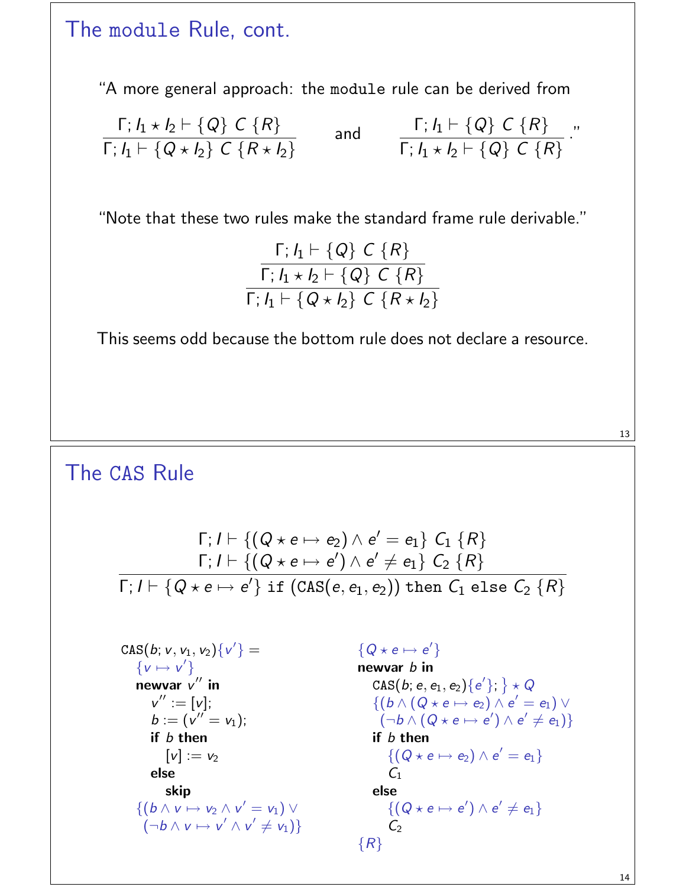## The module Rule, cont.

"A more general approach: the `module` rule can be derived from

$$\frac{\Gamma; I_1 \star I_2 \vdash \{Q\}\ C\ \{R\}}{\Gamma; I_1 \vdash \{Q \star I_2\}\ C\ \{R \star I_2\}} \quad \text{and} \quad \frac{\Gamma; I_1 \vdash \{Q\}\ C\ \{R\}}{\Gamma; I_1 \star I_2 \vdash \{Q\}\ C\ \{R\}}."$$

"Note that these two rules make the standard frame rule derivable."

$$\cfrac{\cfrac{\Gamma; I_1 \vdash \{Q\}\ C\ \{R\}}{\Gamma; I_1 \star I_2 \vdash \{Q\}\ C\ \{R\}}}{\Gamma; I_1 \vdash \{Q \star I_2\}\ C\ \{R \star I_2\}}$$

This seems odd because the bottom rule does not declare a resource.

## The CAS Rule

$$\frac{\begin{array}{c}\Gamma; I \vdash \{(Q \star e \mapsto e_2) \wedge e' = e_1\}\ C_1\ \{R\} \\ \Gamma; I \vdash \{(Q \star e \mapsto e') \wedge e' \neq e_1\}\ C_2\ \{R\}\end{array}}{\Gamma; I \vdash \{Q \star e \mapsto e'\}\ \texttt{if (CAS}(e, e_1, e_2)\texttt{) then } C_1 \texttt{ else } C_2\ \{R\}}$$

```
CAS(b; v, v1, v2){v'} =
  {v ↦ v'}
  newvar v'' in
    v'' := [v];
    b := (v'' = v1);
    if b then
      [v] := v2
    else
      skip
  {(b ∧ v ↦ v2 ∧ v' = v1) ∨
   (¬b ∧ v ↦ v' ∧ v' ≠ v1)}
```

```
{Q ⋆ e ↦ e'}
newvar b in
  CAS(b; e, e1, e2){e'}; } ⋆ Q
  {(b ∧ (Q ⋆ e ↦ e2) ∧ e' = e1) ∨
   (¬b ∧ (Q ⋆ e ↦ e') ∧ e' ≠ e1)}
  if b then
    {(Q ⋆ e ↦ e2) ∧ e' = e1}
    C1
  else
    {(Q ⋆ e ↦ e') ∧ e' ≠ e1}
    C2
{R}
```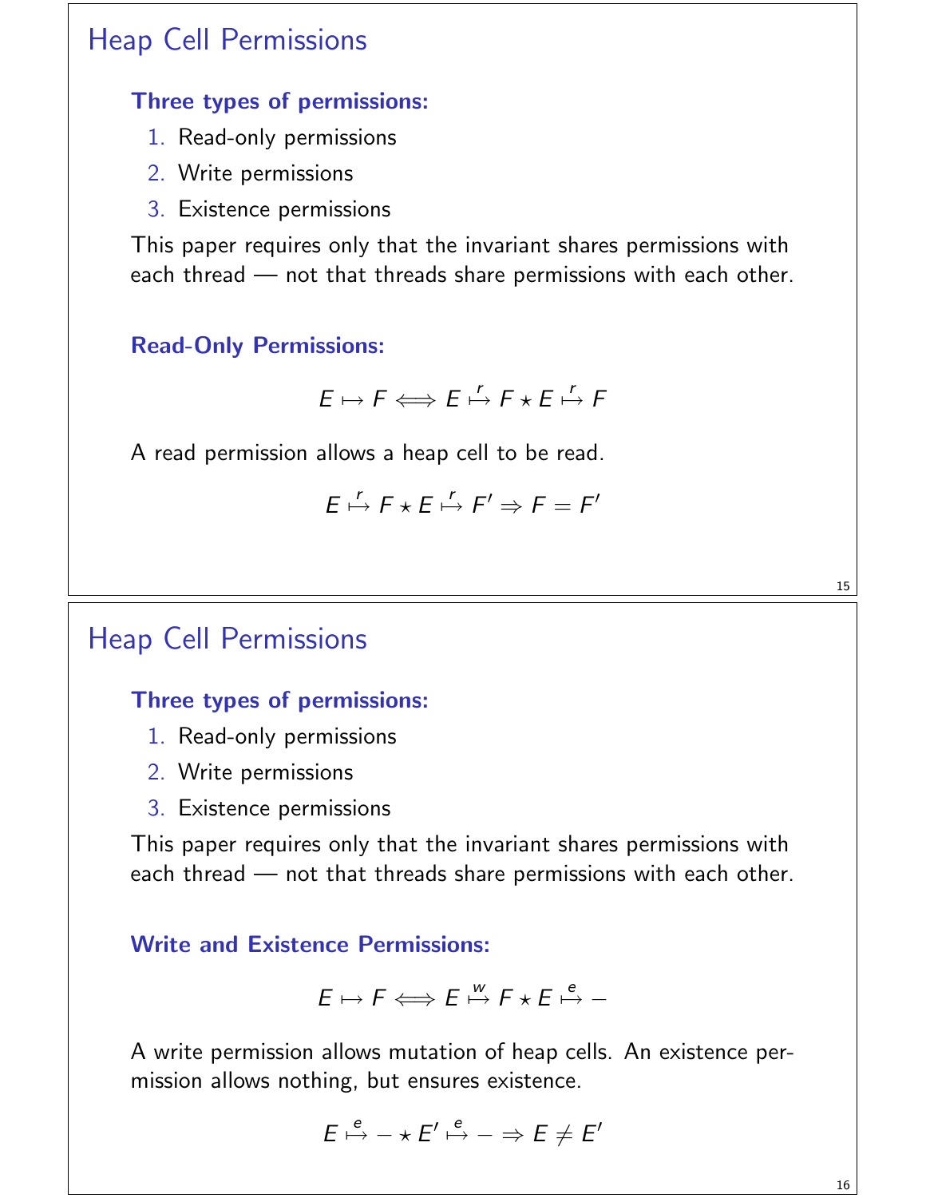## Heap Cell Permissions

**Three types of permissions:**

1. Read-only permissions
2. Write permissions
3. Existence permissions

This paper requires only that the invariant shares permissions with each thread — not that threads share permissions with each other.

**Read-Only Permissions:**

$$E \mapsto F \iff E \overset{r}{\mapsto} F \star E \overset{r}{\mapsto} F$$

A read permission allows a heap cell to be read.

$$E \overset{r}{\mapsto} F \star E \overset{r}{\mapsto} F' \Rightarrow F = F'$$

## Heap Cell Permissions

**Three types of permissions:**

1. Read-only permissions
2. Write permissions
3. Existence permissions

This paper requires only that the invariant shares permissions with each thread — not that threads share permissions with each other.

**Write and Existence Permissions:**

$$E \mapsto F \iff E \overset{w}{\mapsto} F \star E \overset{e}{\mapsto} -$$

A write permission allows mutation of heap cells. An existence permission allows nothing, but ensures existence.

$$E \overset{e}{\mapsto} - \star E' \overset{e}{\mapsto} - \Rightarrow E \neq E'$$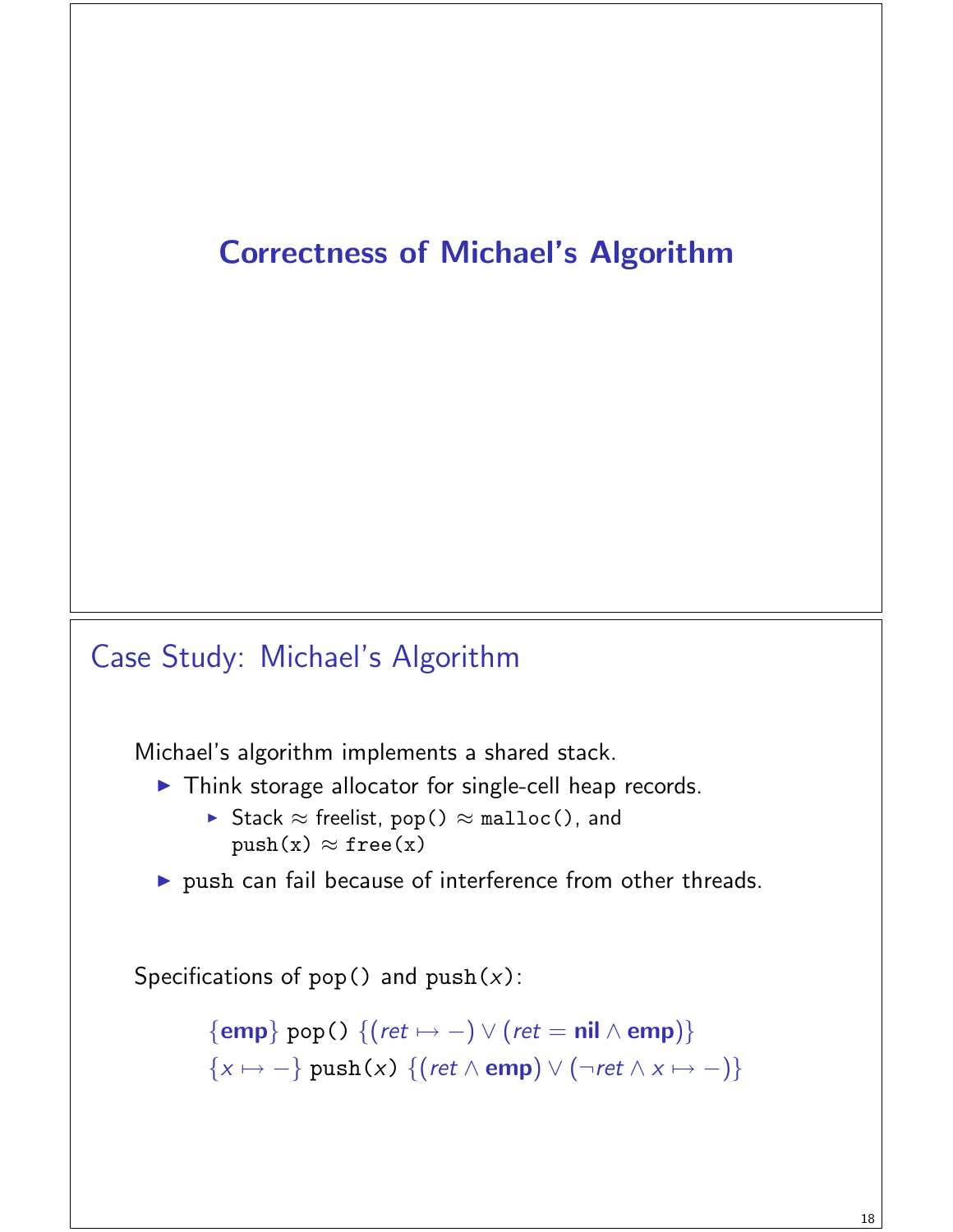# Correctness of Michael's Algorithm

## Case Study: Michael's Algorithm

Michael's algorithm implements a shared stack.

- Think storage allocator for single-cell heap records.
  - Stack ≈ freelist, `pop()` ≈ `malloc()`, and `push(x)` ≈ `free(x)`
- `push` can fail because of interference from other threads.

Specifications of `pop()` and `push(x)`:

$$\{\mathbf{emp}\}\ \texttt{pop()}\ \{(ret \mapsto -) \vee (ret = \mathbf{nil} \wedge \mathbf{emp})\}$$

$$\{x \mapsto -\}\ \texttt{push}(x)\ \{(ret \wedge \mathbf{emp}) \vee (\neg ret \wedge x \mapsto -)\}$$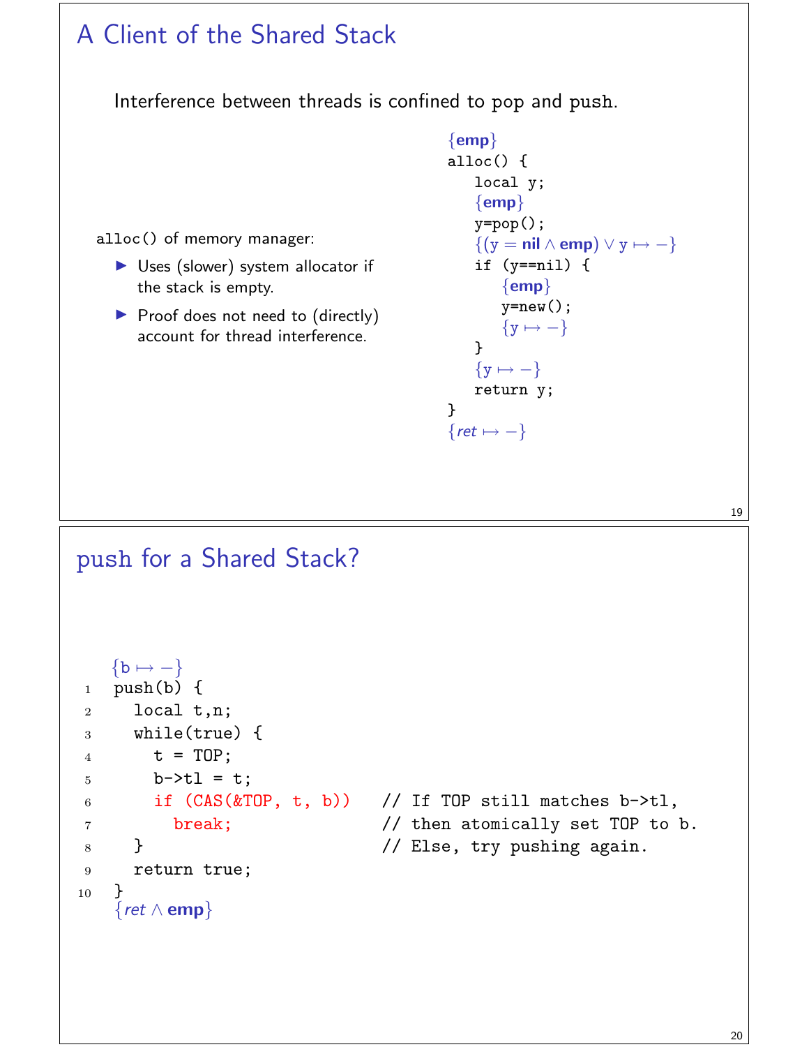## A Client of the Shared Stack

Interference between threads is confined to pop and push.

`alloc()` of memory manager:

- Uses (slower) system allocator if the stack is empty.
- Proof does not need to (directly) account for thread interference.

```
{emp}
alloc() {
   local y;
   {emp}
   y=pop();
   {(y = nil ∧ emp) ∨ y ↦ −}
   if (y==nil) {
      {emp}
      y=new();
      {y ↦ −}
   }
   {y ↦ −}
   return y;
}
{ret ↦ −}
```

## push for a Shared Stack?

```
   {b ↦ −}
1  push(b) {
2    local t,n;
3    while(true) {
4      t = TOP;
5      b->tl = t;
6      if (CAS(&TOP, t, b))    // If TOP still matches b->tl,
7        break;                // then atomically set TOP to b.
8    }                         // Else, try pushing again.
9    return true;
10 }
   {ret ∧ emp}
```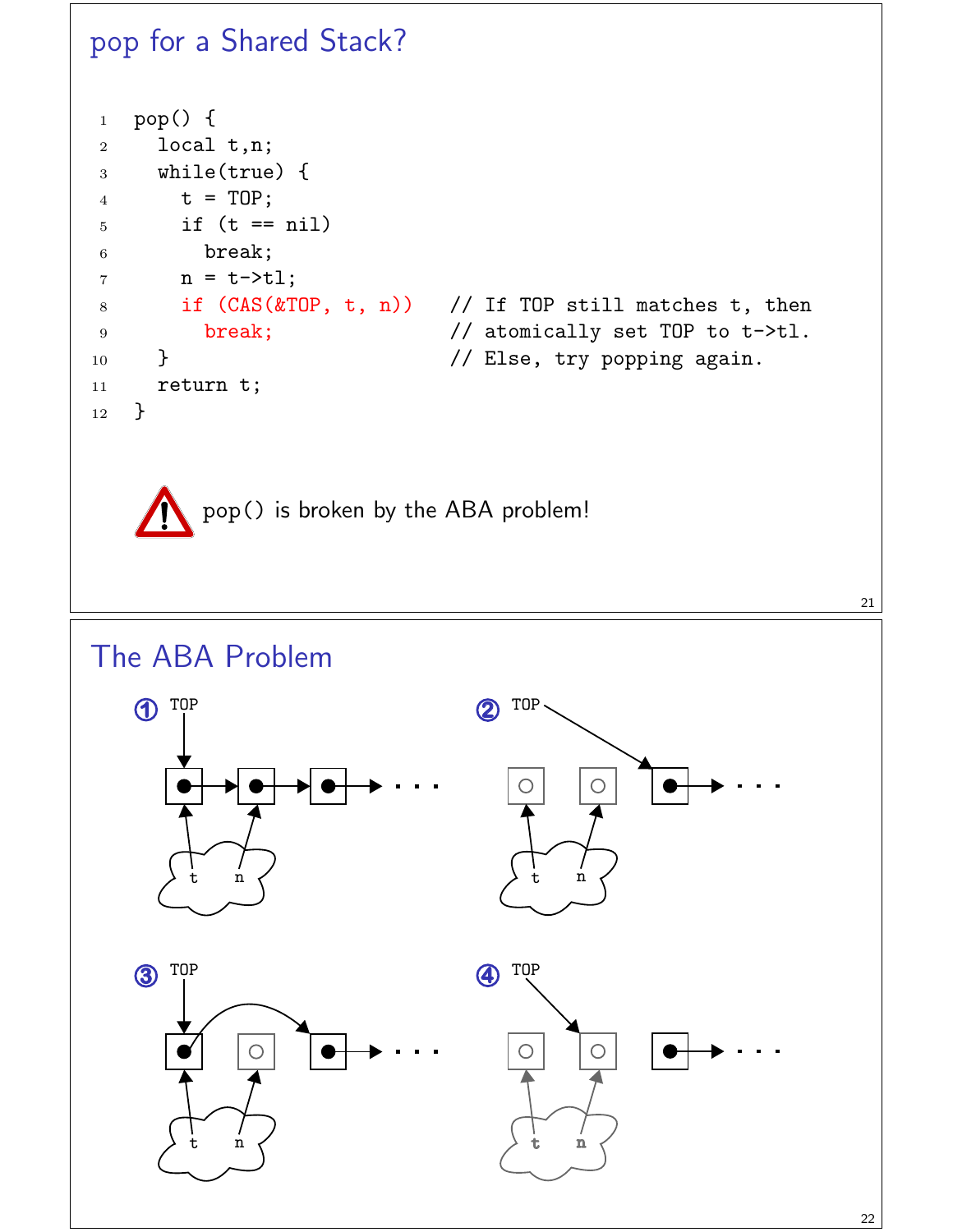## pop for a Shared Stack?

```
1   pop() {
2     local t,n;
3     while(true) {
4       t = TOP;
5       if (t == nil)
6         break;
7       n = t->tl;
8       if (CAS(&TOP, t, n))    // If TOP still matches t, then
9         break;                // atomically set TOP to t->tl.
10    }                         // Else, try popping again.
11    return t;
12  }
```

⚠ pop() is broken by the ABA problem!

## The ABA Problem

① TOP

t n

② TOP

t n

③ TOP

t n

④ TOP

t n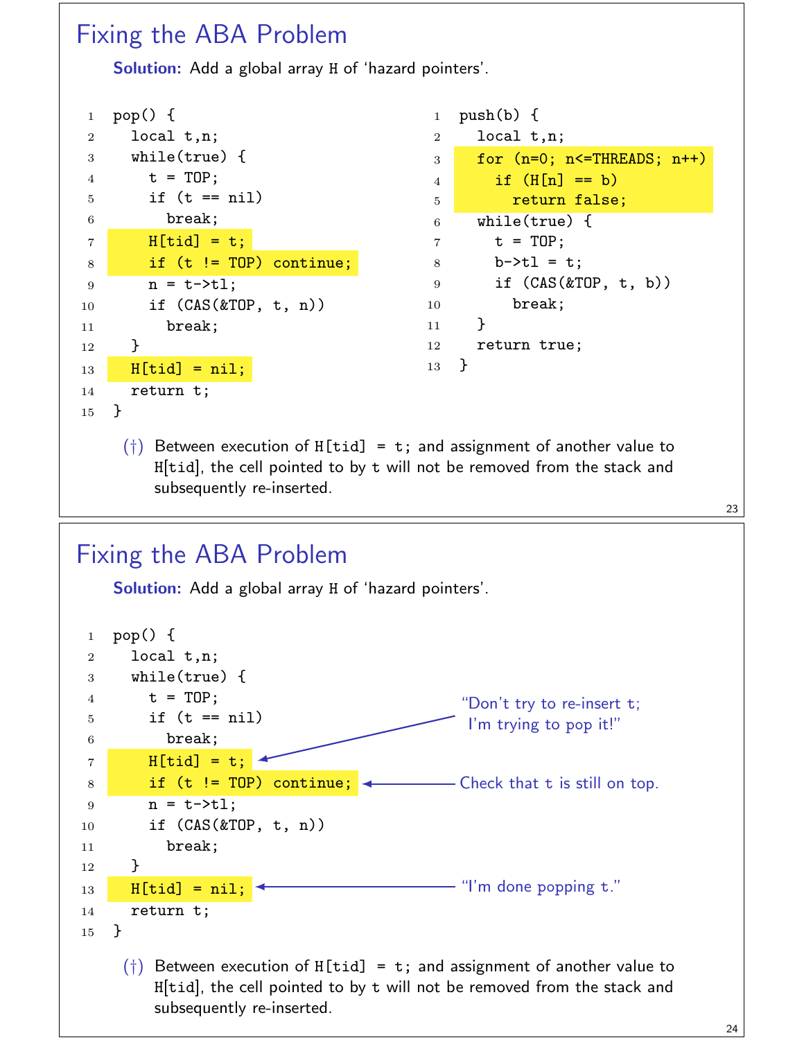# Fixing the ABA Problem

**Solution:** Add a global array H of 'hazard pointers'.

```
1  pop() {
2    local t,n;
3    while(true) {
4      t = TOP;
5      if (t == nil)
6        break;
7      H[tid] = t;
8      if (t != TOP) continue;
9      n = t->tl;
10     if (CAS(&TOP, t, n))
11       break;
12   }
13   H[tid] = nil;
14   return t;
15 }
```

```
1  push(b) {
2    local t,n;
3    for (n=0; n<=THREADS; n++)
4      if (H[n] == b)
5        return false;
6    while(true) {
7      t = TOP;
8      b->tl = t;
9      if (CAS(&TOP, t, b))
10       break;
11   }
12   return true;
13 }
```

(†) Between execution of H[tid] = t; and assignment of another value to H[tid], the cell pointed to by t will not be removed from the stack and subsequently re-inserted.

# Fixing the ABA Problem

**Solution:** Add a global array H of 'hazard pointers'.

```
1  pop() {
2    local t,n;
3    while(true) {
4      t = TOP;
5      if (t == nil)
6        break;
7      H[tid] = t;               <- "Don't try to re-insert t; I'm trying to pop it!"
8      if (t != TOP) continue;   <- Check that t is still on top.
9      n = t->tl;
10     if (CAS(&TOP, t, n))
11       break;
12   }
13   H[tid] = nil;               <- "I'm done popping t."
14   return t;
15 }
```

(†) Between execution of H[tid] = t; and assignment of another value to H[tid], the cell pointed to by t will not be removed from the stack and subsequently re-inserted.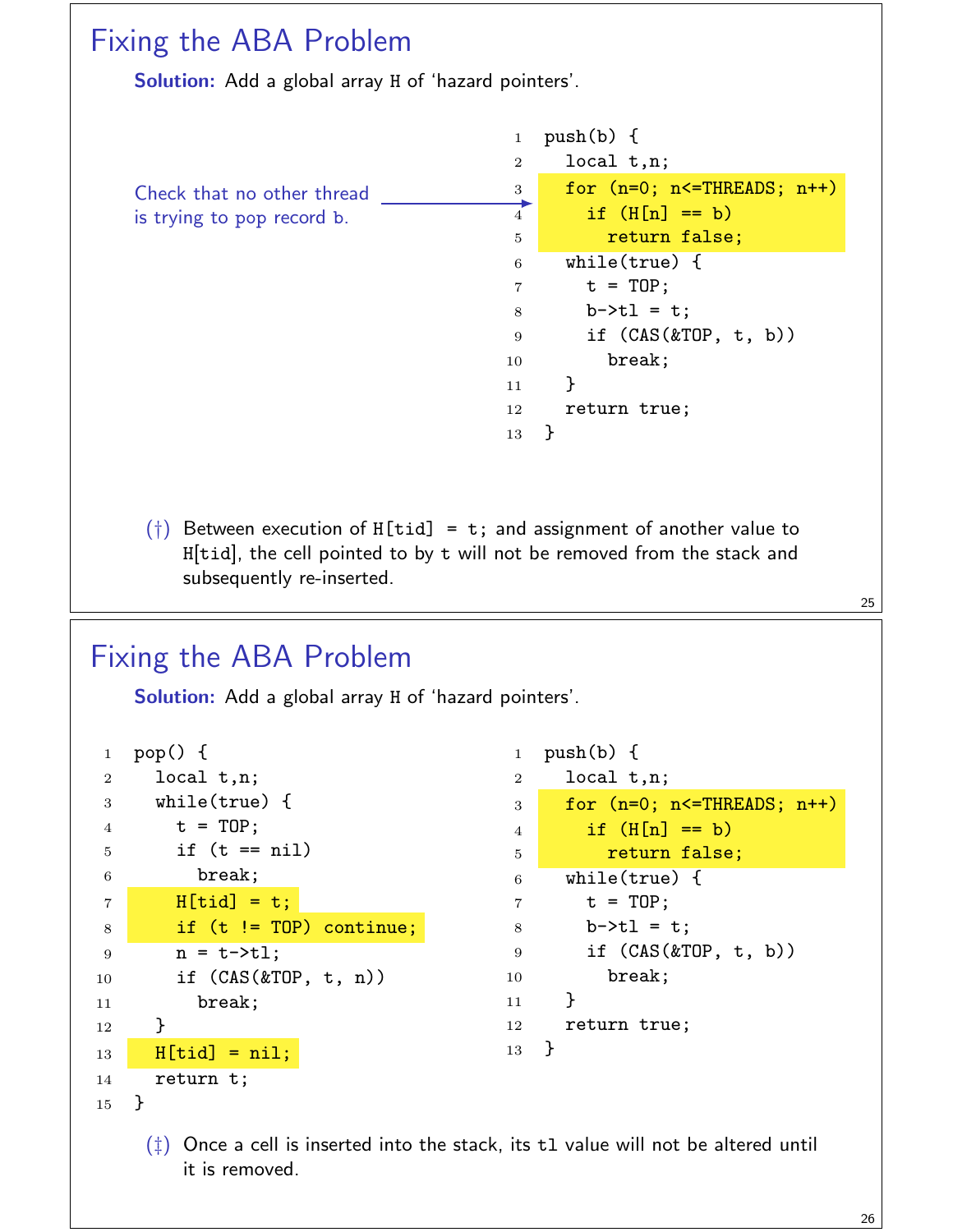# Fixing the ABA Problem

**Solution:** Add a global array H of 'hazard pointers'.

Check that no other thread is trying to pop record b.

```
1  push(b) {
2    local t,n;
3    for (n=0; n<=THREADS; n++)
4      if (H[n] == b)
5        return false;
6    while(true) {
7      t = TOP;
8      b->tl = t;
9      if (CAS(&TOP, t, b))
10       break;
11   }
12   return true;
13 }
```

(†) Between execution of `H[tid] = t;` and assignment of another value to `H[tid]`, the cell pointed to by `t` will not be removed from the stack and subsequently re-inserted.

# Fixing the ABA Problem

**Solution:** Add a global array H of 'hazard pointers'.

```
1  pop() {
2    local t,n;
3    while(true) {
4      t = TOP;
5      if (t == nil)
6        break;
7      H[tid] = t;
8      if (t != TOP) continue;
9      n = t->tl;
10     if (CAS(&TOP, t, n))
11       break;
12   }
13   H[tid] = nil;
14   return t;
15 }
```

```
1  push(b) {
2    local t,n;
3    for (n=0; n<=THREADS; n++)
4      if (H[n] == b)
5        return false;
6    while(true) {
7      t = TOP;
8      b->tl = t;
9      if (CAS(&TOP, t, b))
10       break;
11   }
12   return true;
13 }
```

(‡) Once a cell is inserted into the stack, its `tl` value will not be altered until it is removed.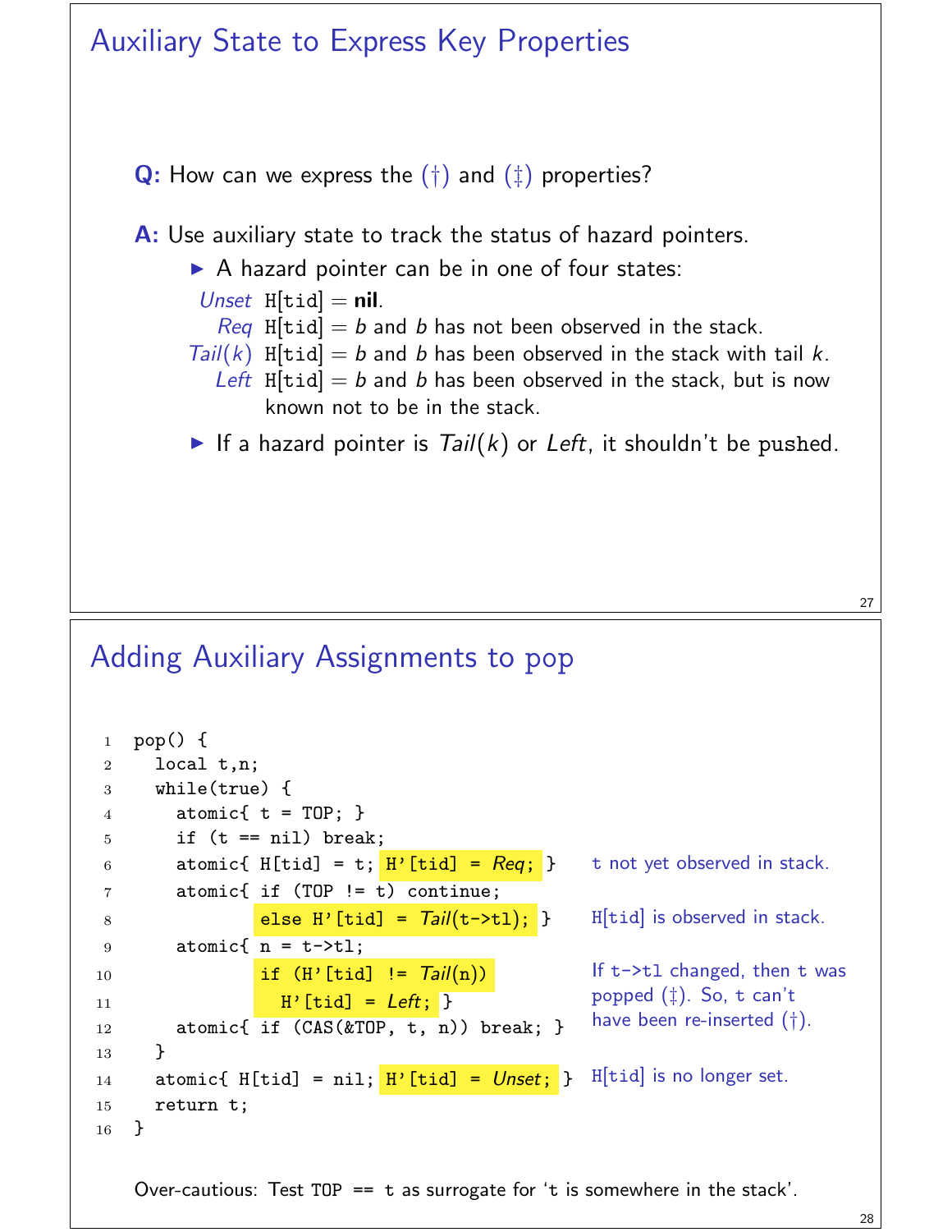## Auxiliary State to Express Key Properties

**Q:** How can we express the (†) and (‡) properties?

**A:** Use auxiliary state to track the status of hazard pointers.

- A hazard pointer can be in one of four states:

  *Unset* H[tid] = **nil**.

  *Req* H[tid] = $b$ and $b$ has not been observed in the stack.

  *Tail*($k$) H[tid] = $b$ and $b$ has been observed in the stack with tail $k$.

  *Left* H[tid] = $b$ and $b$ has been observed in the stack, but is now known not to be in the stack.

- If a hazard pointer is *Tail*($k$) or *Left*, it shouldn't be pushed.

## Adding Auxiliary Assignments to pop

```
1  pop() {
2    local t,n;
3    while(true) {
4      atomic{ t = TOP; }
5      if (t == nil) break;
6      atomic{ H[tid] = t; H'[tid] = Req; }          t not yet observed in stack.
7      atomic{ if (TOP != t) continue;
8              else H'[tid] = Tail(t->tl); }         H[tid] is observed in stack.
9      atomic{ n = t->tl;
10             if (H'[tid] != Tail(n))               If t->tl changed, then t was
11               H'[tid] = Left; }                   popped (‡). So, t can't
12     atomic{ if (CAS(&TOP, t, n)) break; }         have been re-inserted (†).
13   }
14   atomic{ H[tid] = nil; H'[tid] = Unset; }        H[tid] is no longer set.
15   return t;
16 }
```

Over-cautious: Test `TOP == t` as surrogate for 't is somewhere in the stack'.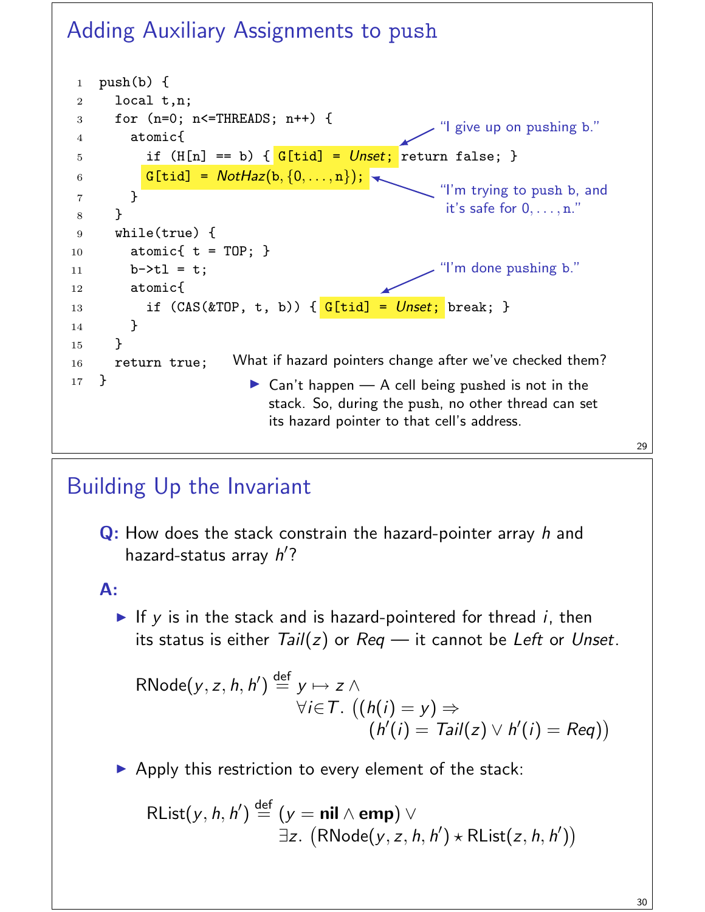## Adding Auxiliary Assignments to push

```
1  push(b) {
2    local t,n;
3    for (n=0; n<=THREADS; n++) {
4      atomic{
5        if (H[n] == b) { G[tid] = Unset; return false; }
6        G[tid] = NotHaz(b,{0,...,n});
7      }
8    }
9    while(true) {
10     atomic{ t = TOP; }
11     b->tl = t;
12     atomic{
13       if (CAS(&TOP, t, b)) { G[tid] = Unset; break; }
14     }
15   }
16   return true;
17 }
```

- Line 5, `G[tid] = Unset;`: "I give up on pushing b."
- Line 6, `G[tid] = NotHaz(b, {0, ..., n});`: "I'm trying to push b, and it's safe for 0, ..., n."
- Line 13, `G[tid] = Unset;`: "I'm done pushing b."

What if hazard pointers change after we've checked them?

- Can't happen — A cell being pushed is not in the stack. So, during the push, no other thread can set its hazard pointer to that cell's address.

## Building Up the Invariant

**Q:** How does the stack constrain the hazard-pointer array $h$ and hazard-status array $h'$?

**A:**

- If $y$ is in the stack and is hazard-pointered for thread $i$, then its status is either $Tail(z)$ or $Req$ — it cannot be $Left$ or $Unset$.

$$\mathrm{RNode}(y, z, h, h') \stackrel{\text{def}}{=} y \mapsto z \land \forall i \in T.\ \big((h(i) = y) \Rightarrow (h'(i) = Tail(z) \lor h'(i) = Req)\big)$$

- Apply this restriction to every element of the stack:

$$\mathrm{RList}(y, h, h') \stackrel{\text{def}}{=} (y = \mathbf{nil} \land \mathbf{emp}) \lor \exists z.\ \big(\mathrm{RNode}(y, z, h, h') \star \mathrm{RList}(z, h, h')\big)$$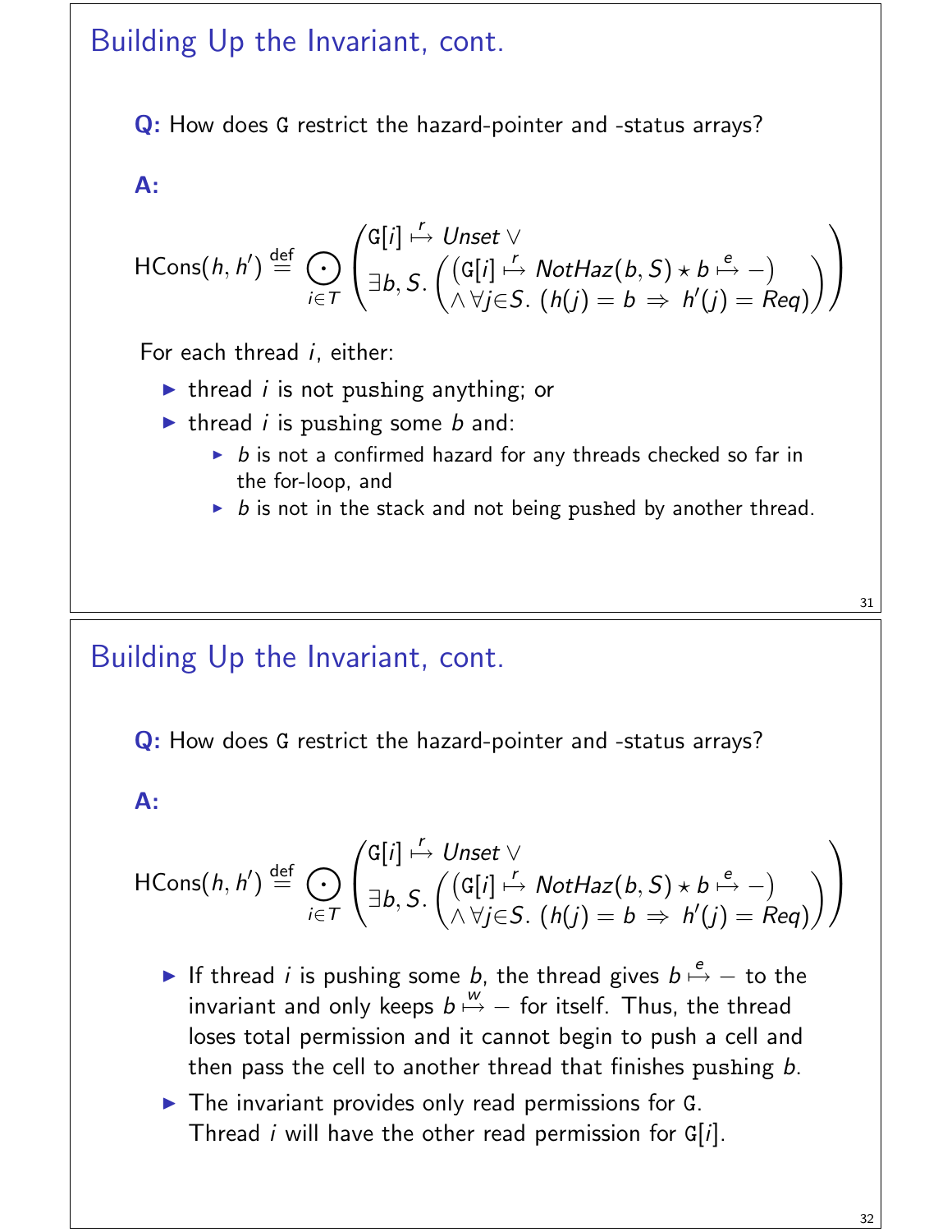## Building Up the Invariant, cont.

**Q:** How does G restrict the hazard-pointer and -status arrays?

**A:**

$$\mathsf{HCons}(h, h') \stackrel{\text{def}}{=} \bigodot_{i \in T} \begin{pmatrix} \mathtt{G}[i] \stackrel{r}{\mapsto} \mathit{Unset} \vee \\ \exists b, S. \begin{pmatrix} (\mathtt{G}[i] \stackrel{r}{\mapsto} \mathit{NotHaz}(b, S) \star b \stackrel{e}{\mapsto} -) \\ \wedge \forall j \in S.\ (h(j) = b \Rightarrow h'(j) = \mathit{Req}) \end{pmatrix} \end{pmatrix}$$

For each thread $i$, either:

- thread $i$ is not pushing anything; or
- thread $i$ is pushing some $b$ and:
  - $b$ is not a confirmed hazard for any threads checked so far in the for-loop, and
  - $b$ is not in the stack and not being pushed by another thread.

## Building Up the Invariant, cont.

**Q:** How does G restrict the hazard-pointer and -status arrays?

**A:**

$$\mathsf{HCons}(h, h') \stackrel{\text{def}}{=} \bigodot_{i \in T} \begin{pmatrix} \mathtt{G}[i] \stackrel{r}{\mapsto} \mathit{Unset} \vee \\ \exists b, S. \begin{pmatrix} (\mathtt{G}[i] \stackrel{r}{\mapsto} \mathit{NotHaz}(b, S) \star b \stackrel{e}{\mapsto} -) \\ \wedge \forall j \in S.\ (h(j) = b \Rightarrow h'(j) = \mathit{Req}) \end{pmatrix} \end{pmatrix}$$

- If thread $i$ is pushing some $b$, the thread gives $b \stackrel{e}{\mapsto} -$ to the invariant and only keeps $b \stackrel{w}{\mapsto} -$ for itself. Thus, the thread loses total permission and it cannot begin to push a cell and then pass the cell to another thread that finishes pushing $b$.
- The invariant provides only read permissions for G. Thread $i$ will have the other read permission for $\mathtt{G}[i]$.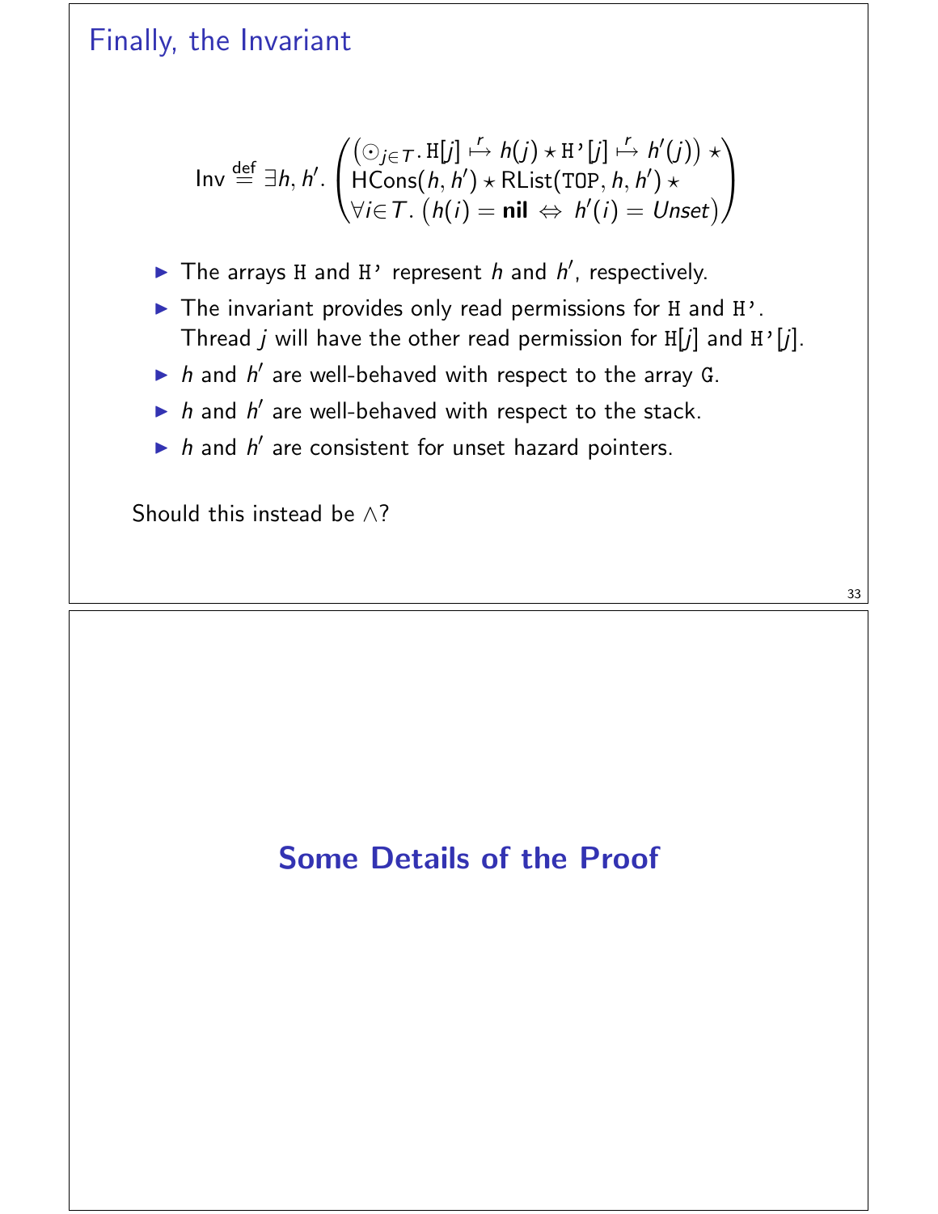## Finally, the Invariant

$$\mathsf{Inv} \stackrel{\text{def}}{=} \exists h, h'. \begin{pmatrix} \left(\odot_{j \in T}.\, \texttt{H}[j] \overset{r}{\mapsto} h(j) \star \texttt{H'}[j] \overset{r}{\mapsto} h'(j)\right) \star \\ \mathsf{HCons}(h, h') \star \mathsf{RList}(\texttt{TOP}, h, h') \star \\ \forall i \in T.\, \left(h(i) = \textbf{nil} \Leftrightarrow h'(i) = \mathit{Unset}\right) \end{pmatrix}$$

- The arrays H and H' represent $h$ and $h'$, respectively.
- The invariant provides only read permissions for H and H'. Thread $j$ will have the other read permission for H[$j$] and H'[$j$].
- $h$ and $h'$ are well-behaved with respect to the array G.
- $h$ and $h'$ are well-behaved with respect to the stack.
- $h$ and $h'$ are consistent for unset hazard pointers.

Should this instead be $\wedge$?

# Some Details of the Proof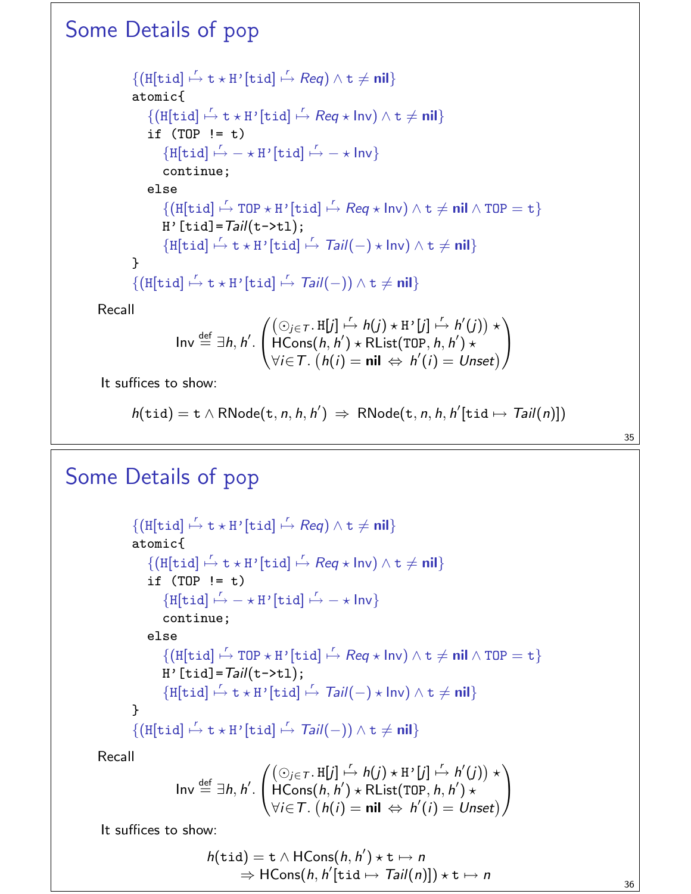# Some Details of pop

$\{(\texttt{H[tid]} \overset{r}{\mapsto} \texttt{t} \star \texttt{H'[tid]} \overset{r}{\mapsto} \mathit{Req}) \wedge \texttt{t} \neq \textbf{nil}\}$

```
atomic{
```

$\quad\{(\texttt{H[tid]} \overset{r}{\mapsto} \texttt{t} \star \texttt{H'[tid]} \overset{r}{\mapsto} \mathit{Req} \star \mathsf{Inv}) \wedge \texttt{t} \neq \textbf{nil}\}$

```
  if (TOP != t)
```

$\quad\quad\{\texttt{H[tid]} \overset{r}{\mapsto} - \star \texttt{H'[tid]} \overset{r}{\mapsto} - \star \mathsf{Inv}\}$

```
    continue;
  else
```

$\quad\quad\{(\texttt{H[tid]} \overset{r}{\mapsto} \texttt{TOP} \star \texttt{H'[tid]} \overset{r}{\mapsto} \mathit{Req} \star \mathsf{Inv}) \wedge \texttt{t} \neq \textbf{nil} \wedge \texttt{TOP} = \texttt{t}\}$

```
    H'[tid]=Tail(t->tl);
```

$\quad\quad\{\texttt{H[tid]} \overset{r}{\mapsto} \texttt{t} \star \texttt{H'[tid]} \overset{r}{\mapsto} \mathit{Tail}(-) \star \mathsf{Inv}) \wedge \texttt{t} \neq \textbf{nil}\}$

```
}
```

$\{(\texttt{H[tid]} \overset{r}{\mapsto} \texttt{t} \star \texttt{H'[tid]} \overset{r}{\mapsto} \mathit{Tail}(-)) \wedge \texttt{t} \neq \textbf{nil}\}$

Recall

$$\mathsf{Inv} \overset{\text{def}}{=} \exists h, h'. \begin{pmatrix} (\odot_{j \in T}.\, \texttt{H}[j] \overset{r}{\mapsto} h(j) \star \texttt{H'}[j] \overset{r}{\mapsto} h'(j)) \star \\ \mathsf{HCons}(h, h') \star \mathsf{RList}(\texttt{TOP}, h, h') \star \\ \forall i \in T.\, (h(i) = \textbf{nil} \Leftrightarrow h'(i) = \mathit{Unset}) \end{pmatrix}$$

It suffices to show:

$$h(\texttt{tid}) = \texttt{t} \wedge \mathsf{RNode}(\texttt{t}, n, h, h') \Rightarrow \mathsf{RNode}(\texttt{t}, n, h, h'[\texttt{tid} \mapsto \mathit{Tail}(n)])$$

# Some Details of pop

$\{(\texttt{H[tid]} \overset{r}{\mapsto} \texttt{t} \star \texttt{H'[tid]} \overset{r}{\mapsto} \mathit{Req}) \wedge \texttt{t} \neq \textbf{nil}\}$

```
atomic{
```

$\quad\{(\texttt{H[tid]} \overset{r}{\mapsto} \texttt{t} \star \texttt{H'[tid]} \overset{r}{\mapsto} \mathit{Req} \star \mathsf{Inv}) \wedge \texttt{t} \neq \textbf{nil}\}$

```
  if (TOP != t)
```

$\quad\quad\{\texttt{H[tid]} \overset{r}{\mapsto} - \star \texttt{H'[tid]} \overset{r}{\mapsto} - \star \mathsf{Inv}\}$

```
    continue;
  else
```

$\quad\quad\{(\texttt{H[tid]} \overset{r}{\mapsto} \texttt{TOP} \star \texttt{H'[tid]} \overset{r}{\mapsto} \mathit{Req} \star \mathsf{Inv}) \wedge \texttt{t} \neq \textbf{nil} \wedge \texttt{TOP} = \texttt{t}\}$

```
    H'[tid]=Tail(t->tl);
```

$\quad\quad\{\texttt{H[tid]} \overset{r}{\mapsto} \texttt{t} \star \texttt{H'[tid]} \overset{r}{\mapsto} \mathit{Tail}(-) \star \mathsf{Inv}) \wedge \texttt{t} \neq \textbf{nil}\}$

```
}
```

$\{(\texttt{H[tid]} \overset{r}{\mapsto} \texttt{t} \star \texttt{H'[tid]} \overset{r}{\mapsto} \mathit{Tail}(-)) \wedge \texttt{t} \neq \textbf{nil}\}$

Recall

$$\mathsf{Inv} \overset{\text{def}}{=} \exists h, h'. \begin{pmatrix} (\odot_{j \in T}.\, \texttt{H}[j] \overset{r}{\mapsto} h(j) \star \texttt{H'}[j] \overset{r}{\mapsto} h'(j)) \star \\ \mathsf{HCons}(h, h') \star \mathsf{RList}(\texttt{TOP}, h, h') \star \\ \forall i \in T.\, (h(i) = \textbf{nil} \Leftrightarrow h'(i) = \mathit{Unset}) \end{pmatrix}$$

It suffices to show:

$$\begin{aligned} & h(\texttt{tid}) = \texttt{t} \wedge \mathsf{HCons}(h, h') \star \texttt{t} \mapsto n \\ & \quad \Rightarrow \mathsf{HCons}(h, h'[\texttt{tid} \mapsto \mathit{Tail}(n)]) \star \texttt{t} \mapsto n \end{aligned}$$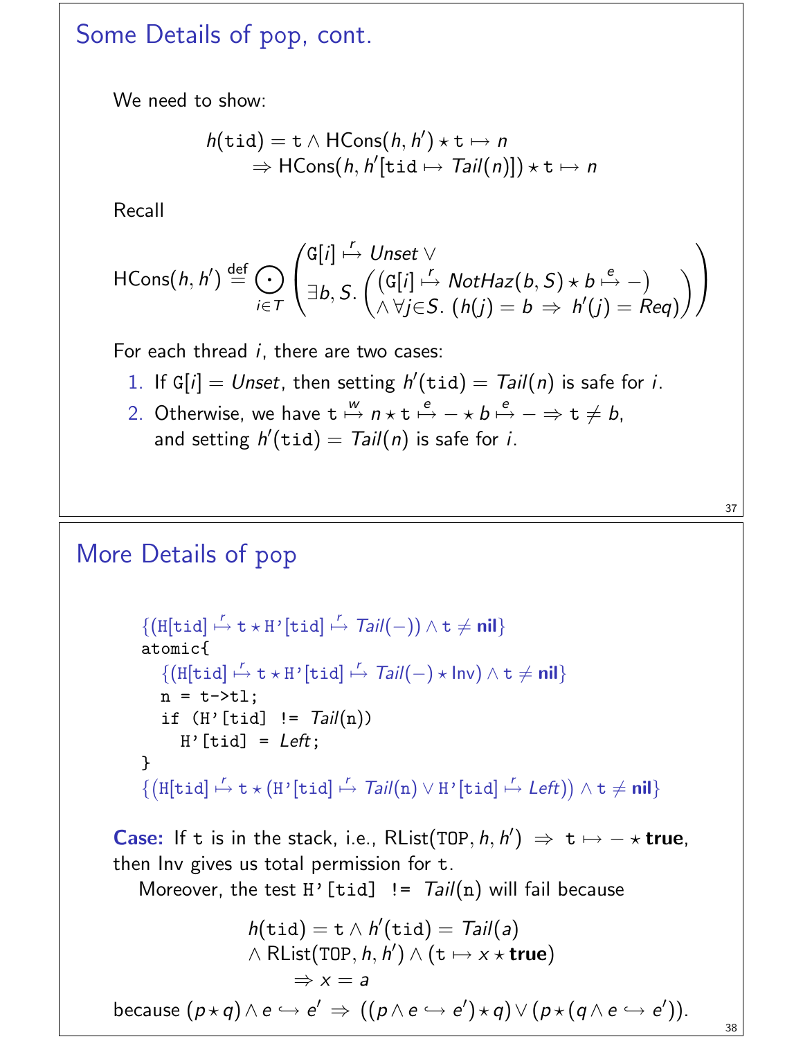## Some Details of pop, cont.

We need to show:

$$h(\texttt{tid}) = \texttt{t} \wedge \mathsf{HCons}(h, h') \star \texttt{t} \mapsto n$$
$$\Rightarrow \mathsf{HCons}(h, h'[\texttt{tid} \mapsto \mathit{Tail}(n)]) \star \texttt{t} \mapsto n$$

Recall

$$\mathsf{HCons}(h,h') \stackrel{\text{def}}{=} \bigodot_{i \in T} \left( \begin{array}{l} \texttt{G}[i] \stackrel{r}{\mapsto} \mathit{Unset} \vee \\ \exists b, S. \left( \begin{array}{l} (\texttt{G}[i] \stackrel{r}{\mapsto} \mathit{NotHaz}(b,S) \star b \stackrel{e}{\mapsto} -) \\ \wedge \forall j \in S.\ (h(j) = b \Rightarrow h'(j) = \mathit{Req}) \end{array} \right) \end{array} \right)$$

For each thread $i$, there are two cases:

1. If $\texttt{G}[i] = \mathit{Unset}$, then setting $h'(\texttt{tid}) = \mathit{Tail}(n)$ is safe for $i$.
2. Otherwise, we have $\texttt{t} \stackrel{w}{\mapsto} n \star \texttt{t} \stackrel{e}{\mapsto} - \star b \stackrel{e}{\mapsto} - \Rightarrow \texttt{t} \neq b$, and setting $h'(\texttt{tid}) = \mathit{Tail}(n)$ is safe for $i$.

## More Details of pop

```
{(H[tid] ↦r t ⋆ H'[tid] ↦r Tail(−)) ∧ t ≠ nil}
atomic{
  {(H[tid] ↦r t ⋆ H'[tid] ↦r Tail(−) ⋆ Inv) ∧ t ≠ nil}
  n = t->tl;
  if (H'[tid] != Tail(n))
    H'[tid] = Left;
}
{(H[tid] ↦r t ⋆ (H'[tid] ↦r Tail(n) ∨ H'[tid] ↦r Left)) ∧ t ≠ nil}
```

**Case:** If t is in the stack, i.e., $\mathsf{RList}(\texttt{TOP}, h, h') \Rightarrow \texttt{t} \mapsto - \star \textbf{true}$, then Inv gives us total permission for t.

Moreover, the test `H'[tid] != ` $\mathit{Tail}(\texttt{n})$ will fail because

$$h(\texttt{tid}) = \texttt{t} \wedge h'(\texttt{tid}) = \mathit{Tail}(a)$$
$$\wedge\, \mathsf{RList}(\texttt{TOP}, h, h') \wedge (\texttt{t} \mapsto x \star \textbf{true})$$
$$\Rightarrow x = a$$

because $(p \star q) \wedge e \hookrightarrow e' \Rightarrow ((p \wedge e \hookrightarrow e') \star q) \vee (p \star (q \wedge e \hookrightarrow e'))$.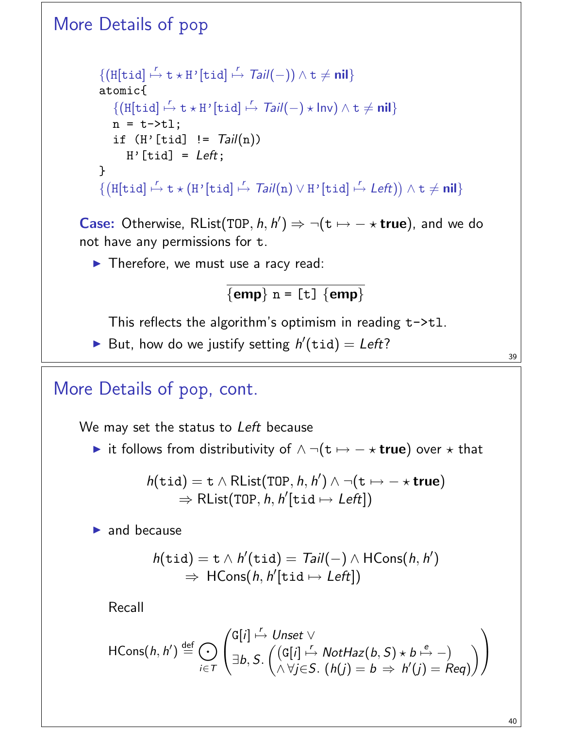## More Details of pop

$$\{(\texttt{H[tid]} \overset{r}{\mapsto} \texttt{t} \star \texttt{H'[tid]} \overset{r}{\mapsto} \mathit{Tail}(-)) \wedge \texttt{t} \neq \textbf{nil}\}$$

```
atomic{
```

$$\{(\texttt{H[tid]} \overset{r}{\mapsto} \texttt{t} \star \texttt{H'[tid]} \overset{r}{\mapsto} \mathit{Tail}(-) \star \mathsf{Inv}) \wedge \texttt{t} \neq \textbf{nil}\}$$

```
  n = t->tl;
  if (H'[tid] != Tail(n))
    H'[tid] = Left;
}
```

$$\{(\texttt{H[tid]} \overset{r}{\mapsto} \texttt{t} \star (\texttt{H'[tid]} \overset{r}{\mapsto} \mathit{Tail}(\texttt{n}) \vee \texttt{H'[tid]} \overset{r}{\mapsto} \mathit{Left})) \wedge \texttt{t} \neq \textbf{nil}\}$$

**Case:** Otherwise, $\mathsf{RList}(\texttt{TOP}, h, h') \Rightarrow \neg(\texttt{t} \mapsto - \star \textbf{true})$, and we do not have any permissions for t.

- Therefore, we must use a racy read:

  $$\frac{}{\{\textbf{emp}\}\ \texttt{n = [t]}\ \{\textbf{emp}\}}$$

  This reflects the algorithm's optimism in reading t->tl.
- But, how do we justify setting $h'(\texttt{tid}) = \mathit{Left}$?

## More Details of pop, cont.

We may set the status to *Left* because

- it follows from distributivity of $\wedge \neg(\texttt{t} \mapsto - \star \textbf{true})$ over $\star$ that

  $$h(\texttt{tid}) = \texttt{t} \wedge \mathsf{RList}(\texttt{TOP}, h, h') \wedge \neg(\texttt{t} \mapsto - \star \textbf{true}) \\ \Rightarrow \mathsf{RList}(\texttt{TOP}, h, h'[\texttt{tid} \mapsto \mathit{Left}])$$

- and because

  $$h(\texttt{tid}) = \texttt{t} \wedge h'(\texttt{tid}) = \mathit{Tail}(-) \wedge \mathsf{HCons}(h, h') \\ \Rightarrow \mathsf{HCons}(h, h'[\texttt{tid} \mapsto \mathit{Left}])$$

  Recall

  $$\mathsf{HCons}(h, h') \stackrel{\text{def}}{=} \bigodot_{i \in T} \left( \begin{array}{l} \texttt{G}[i] \overset{r}{\mapsto} \mathit{Unset} \vee \\ \exists b, S.\ \left( \begin{array}{l} (\texttt{G}[i] \overset{r}{\mapsto} \mathit{NotHaz}(b, S) \star b \overset{e}{\mapsto} -) \\ \wedge \forall j \in S.\ (h(j) = b \Rightarrow h'(j) = \mathit{Req}) \end{array} \right) \end{array} \right)$$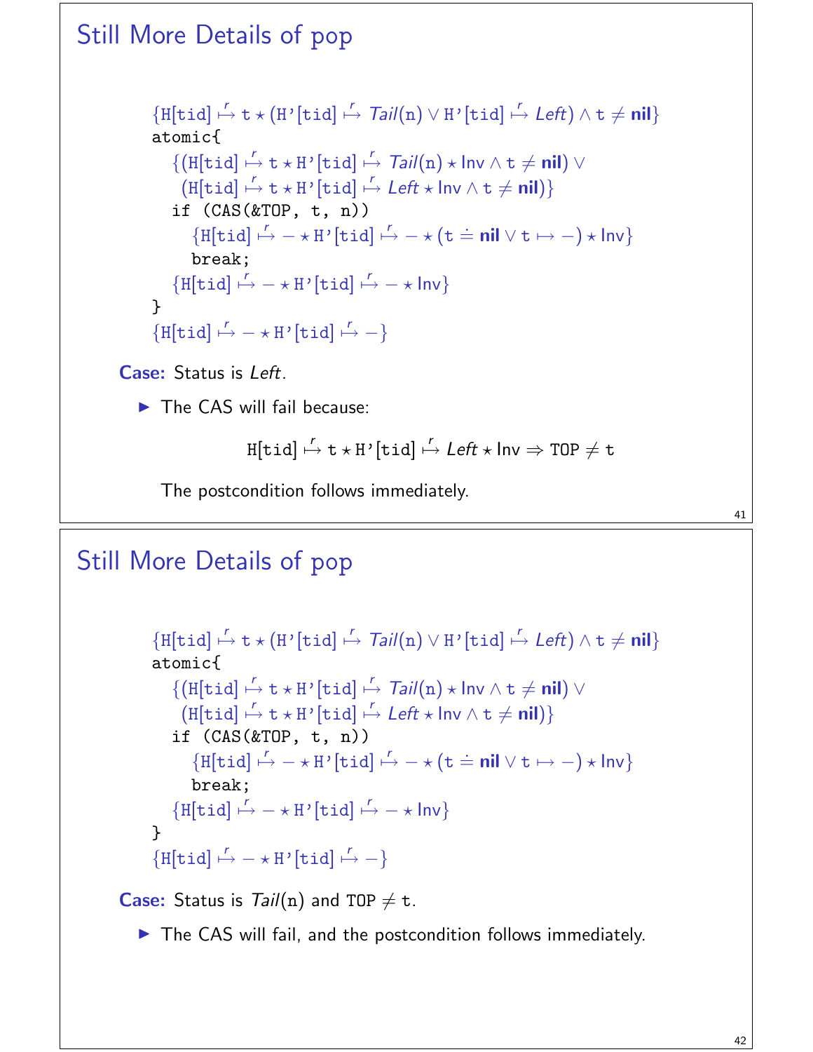## Still More Details of pop

$$\{\mathtt{H[tid]} \overset{r}{\mapsto} \mathtt{t} \star (\mathtt{H'[tid]} \overset{r}{\mapsto} \mathit{Tail}(\mathtt{n}) \vee \mathtt{H'[tid]} \overset{r}{\mapsto} \mathit{Left}) \wedge \mathtt{t} \neq \mathbf{nil}\}$$

```
atomic{
```

$$\{(\mathtt{H[tid]} \overset{r}{\mapsto} \mathtt{t} \star \mathtt{H'[tid]} \overset{r}{\mapsto} \mathit{Tail}(\mathtt{n}) \star \mathsf{Inv} \wedge \mathtt{t} \neq \mathbf{nil}) \vee (\mathtt{H[tid]} \overset{r}{\mapsto} \mathtt{t} \star \mathtt{H'[tid]} \overset{r}{\mapsto} \mathit{Left} \star \mathsf{Inv} \wedge \mathtt{t} \neq \mathbf{nil})\}$$

```
  if (CAS(&TOP, t, n))
```

$$\{\mathtt{H[tid]} \overset{r}{\mapsto} - \star \mathtt{H'[tid]} \overset{r}{\mapsto} - \star (\mathtt{t} \doteq \mathbf{nil} \vee \mathtt{t} \mapsto -) \star \mathsf{Inv}\}$$

```
    break;
```

$$\{\mathtt{H[tid]} \overset{r}{\mapsto} - \star \mathtt{H'[tid]} \overset{r}{\mapsto} - \star \mathsf{Inv}\}$$

```
}
```

$$\{\mathtt{H[tid]} \overset{r}{\mapsto} - \star \mathtt{H'[tid]} \overset{r}{\mapsto} -\}$$

**Case:** Status is *Left*.

- The CAS will fail because:

$$\mathtt{H[tid]} \overset{r}{\mapsto} \mathtt{t} \star \mathtt{H'[tid]} \overset{r}{\mapsto} \mathit{Left} \star \mathsf{Inv} \Rightarrow \mathtt{TOP} \neq \mathtt{t}$$

  The postcondition follows immediately.

## Still More Details of pop

$$\{\mathtt{H[tid]} \overset{r}{\mapsto} \mathtt{t} \star (\mathtt{H'[tid]} \overset{r}{\mapsto} \mathit{Tail}(\mathtt{n}) \vee \mathtt{H'[tid]} \overset{r}{\mapsto} \mathit{Left}) \wedge \mathtt{t} \neq \mathbf{nil}\}$$

```
atomic{
```

$$\{(\mathtt{H[tid]} \overset{r}{\mapsto} \mathtt{t} \star \mathtt{H'[tid]} \overset{r}{\mapsto} \mathit{Tail}(\mathtt{n}) \star \mathsf{Inv} \wedge \mathtt{t} \neq \mathbf{nil}) \vee (\mathtt{H[tid]} \overset{r}{\mapsto} \mathtt{t} \star \mathtt{H'[tid]} \overset{r}{\mapsto} \mathit{Left} \star \mathsf{Inv} \wedge \mathtt{t} \neq \mathbf{nil})\}$$

```
  if (CAS(&TOP, t, n))
```

$$\{\mathtt{H[tid]} \overset{r}{\mapsto} - \star \mathtt{H'[tid]} \overset{r}{\mapsto} - \star (\mathtt{t} \doteq \mathbf{nil} \vee \mathtt{t} \mapsto -) \star \mathsf{Inv}\}$$

```
    break;
```

$$\{\mathtt{H[tid]} \overset{r}{\mapsto} - \star \mathtt{H'[tid]} \overset{r}{\mapsto} - \star \mathsf{Inv}\}$$

```
}
```

$$\{\mathtt{H[tid]} \overset{r}{\mapsto} - \star \mathtt{H'[tid]} \overset{r}{\mapsto} -\}$$

**Case:** Status is $\mathit{Tail}(\mathtt{n})$ and $\mathtt{TOP} \neq \mathtt{t}$.

- The CAS will fail, and the postcondition follows immediately.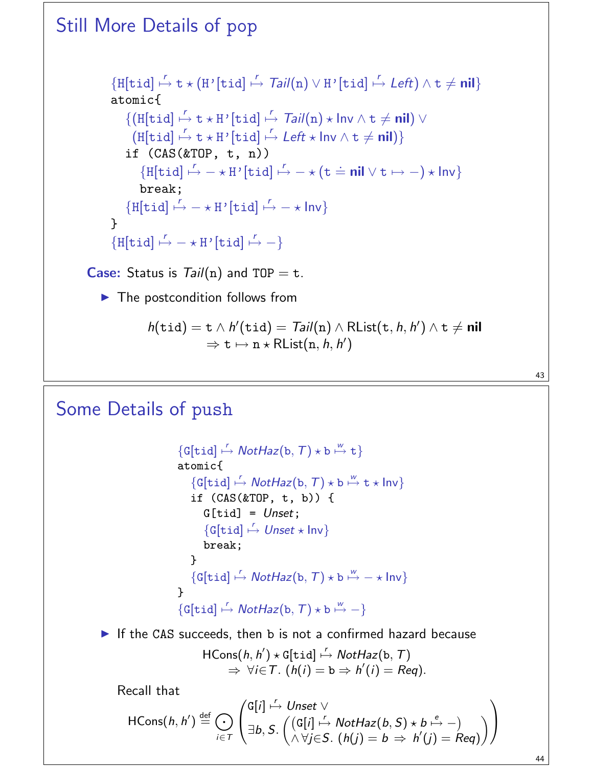## Still More Details of pop

$$\{\texttt{H[tid]} \overset{r}{\mapsto} \texttt{t} \star (\texttt{H'[tid]} \overset{r}{\mapsto} \mathit{Tail}(\texttt{n}) \vee \texttt{H'[tid]} \overset{r}{\mapsto} \mathit{Left}) \wedge \texttt{t} \neq \textbf{nil}\}$$

```
atomic{
```

$$\{(\texttt{H[tid]} \overset{r}{\mapsto} \texttt{t} \star \texttt{H'[tid]} \overset{r}{\mapsto} \mathit{Tail}(\texttt{n}) \star \mathsf{Inv} \wedge \texttt{t} \neq \textbf{nil}) \vee (\texttt{H[tid]} \overset{r}{\mapsto} \texttt{t} \star \texttt{H'[tid]} \overset{r}{\mapsto} \mathit{Left} \star \mathsf{Inv} \wedge \texttt{t} \neq \textbf{nil})\}$$

```
  if (CAS(&TOP, t, n))
```

$$\{\texttt{H[tid]} \overset{r}{\mapsto} - \star \texttt{H'[tid]} \overset{r}{\mapsto} - \star (\texttt{t} \doteq \textbf{nil} \vee \texttt{t} \mapsto -) \star \mathsf{Inv}\}$$

```
    break;
```

$$\{\texttt{H[tid]} \overset{r}{\mapsto} - \star \texttt{H'[tid]} \overset{r}{\mapsto} - \star \mathsf{Inv}\}$$

```
}
```

$$\{\texttt{H[tid]} \overset{r}{\mapsto} - \star \texttt{H'[tid]} \overset{r}{\mapsto} -\}$$

**Case:** Status is $\mathit{Tail}(\texttt{n})$ and $\texttt{TOP} = \texttt{t}$.

- The postcondition follows from

$$h(\texttt{tid}) = \texttt{t} \wedge h'(\texttt{tid}) = \mathit{Tail}(\texttt{n}) \wedge \mathsf{RList}(\texttt{t}, h, h') \wedge \texttt{t} \neq \textbf{nil} \Rightarrow \texttt{t} \mapsto \texttt{n} \star \mathsf{RList}(\texttt{n}, h, h')$$

## Some Details of push

$$\{\texttt{G[tid]} \overset{r}{\mapsto} \mathit{NotHaz}(\texttt{b}, T) \star \texttt{b} \overset{w}{\mapsto} \texttt{t}\}$$

```
atomic{
```

$$\{\texttt{G[tid]} \overset{r}{\mapsto} \mathit{NotHaz}(\texttt{b}, T) \star \texttt{b} \overset{w}{\mapsto} \texttt{t} \star \mathsf{Inv}\}$$

```
  if (CAS(&TOP, t, b)) {
    G[tid] = Unset;
```

$$\{\texttt{G[tid]} \overset{r}{\mapsto} \mathit{Unset} \star \mathsf{Inv}\}$$

```
    break;
  }
```

$$\{\texttt{G[tid]} \overset{r}{\mapsto} \mathit{NotHaz}(\texttt{b}, T) \star \texttt{b} \overset{w}{\mapsto} - \star \mathsf{Inv}\}$$

```
}
```

$$\{\texttt{G[tid]} \overset{r}{\mapsto} \mathit{NotHaz}(\texttt{b}, T) \star \texttt{b} \overset{w}{\mapsto} -\}$$

- If the CAS succeeds, then b is not a confirmed hazard because

$$\mathsf{HCons}(h, h') \star \texttt{G[tid]} \overset{r}{\mapsto} \mathit{NotHaz}(\texttt{b}, T) \Rightarrow \forall i \in T.\ (h(i) = \texttt{b} \Rightarrow h'(i) = \mathit{Req}).$$

Recall that

$$\mathsf{HCons}(h, h') \overset{\text{def}}{=} \bigodot_{i \in T} \left( \begin{array}{l} \texttt{G}[i] \overset{r}{\mapsto} \mathit{Unset} \vee \\ \exists b, S. \left( \begin{array}{l} (\texttt{G}[i] \overset{r}{\mapsto} \mathit{NotHaz}(b, S) \star b \overset{e}{\mapsto} -) \\ \wedge \forall j \in S.\ (h(j) = b \Rightarrow h'(j) = \mathit{Req}) \end{array} \right) \end{array} \right)$$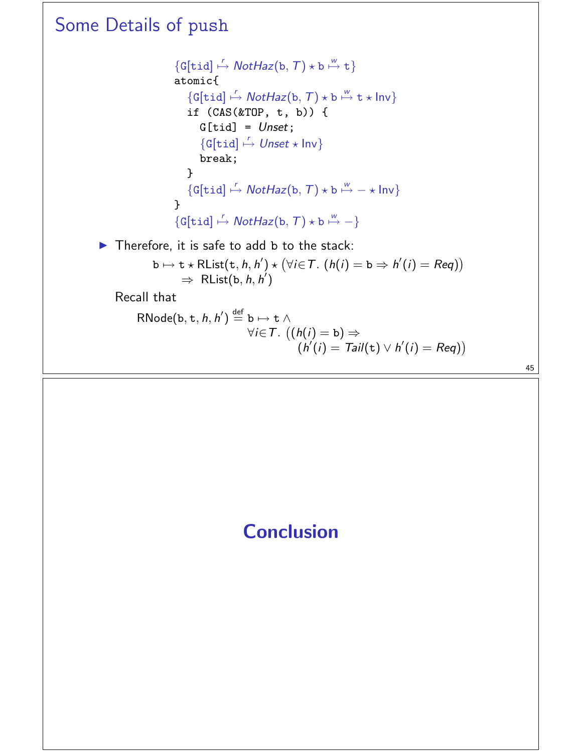# Some Details of push

```
{G[tid] ↦^r NotHaz(b, T) ⋆ b ↦^w t}
atomic{
  {G[tid] ↦^r NotHaz(b, T) ⋆ b ↦^w t ⋆ Inv}
  if (CAS(&TOP, t, b)) {
    G[tid] = Unset;
    {G[tid] ↦^r Unset ⋆ Inv}
    break;
  }
  {G[tid] ↦^r NotHaz(b, T) ⋆ b ↦^w − ⋆ Inv}
}
{G[tid] ↦^r NotHaz(b, T) ⋆ b ↦^w −}
```

- Therefore, it is safe to add b to the stack:

$$\mathtt{b} \mapsto \mathtt{t} \star \mathsf{RList}(\mathtt{t}, h, h') \star \big(\forall i \in T.\ (h(i) = \mathtt{b} \Rightarrow h'(i) = \mathit{Req})\big) \Rightarrow \mathsf{RList}(\mathtt{b}, h, h')$$

Recall that

$$\mathsf{RNode}(\mathtt{b}, \mathtt{t}, h, h') \stackrel{\mathrm{def}}{=} \mathtt{b} \mapsto \mathtt{t} \wedge \forall i \in T.\ \big((h(i) = \mathtt{b}) \Rightarrow (h'(i) = \mathit{Tail}(\mathtt{t}) \vee h'(i) = \mathit{Req})\big)$$

# Conclusion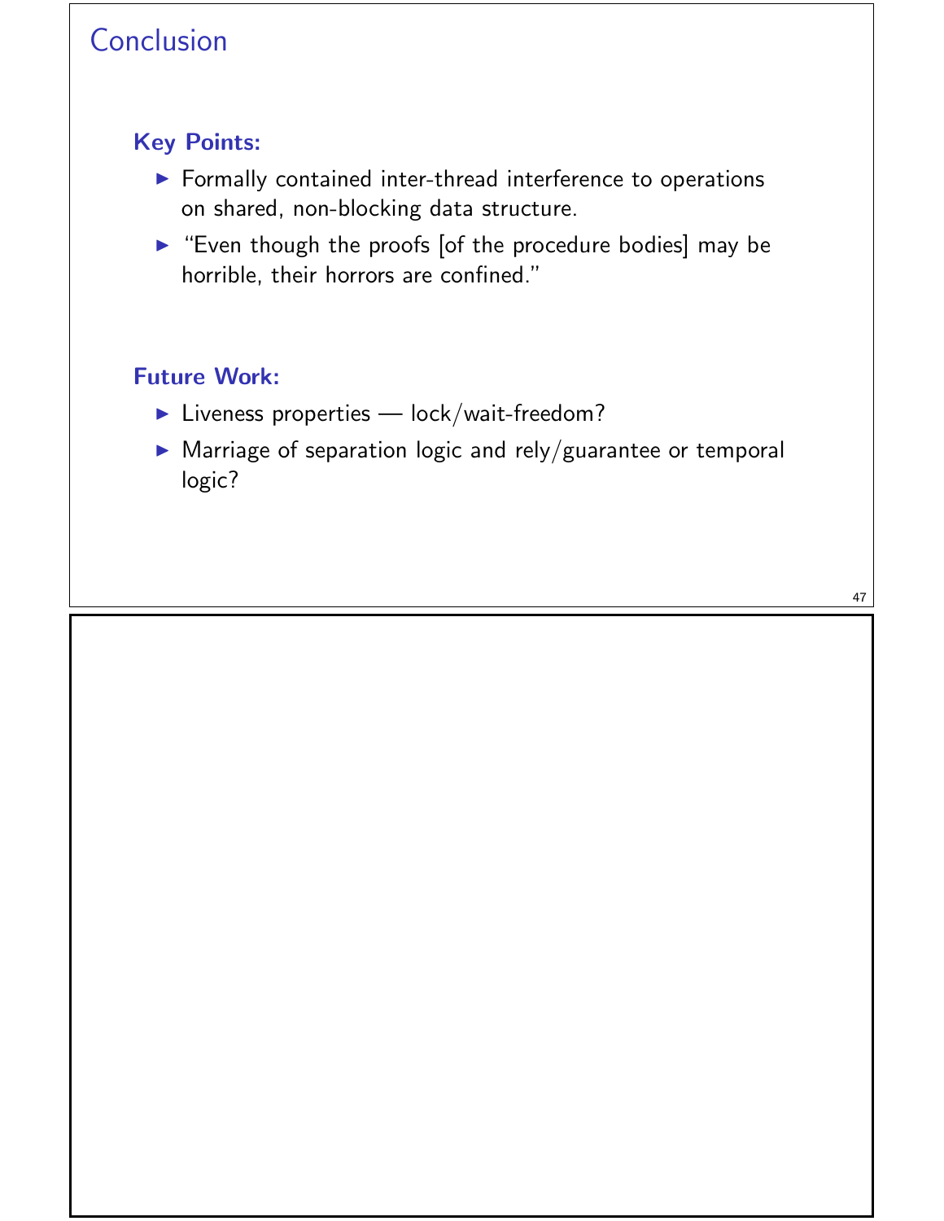# Conclusion

**Key Points:**

- Formally contained inter-thread interference to operations on shared, non-blocking data structure.
- "Even though the proofs [of the procedure bodies] may be horrible, their horrors are confined."

**Future Work:**

- Liveness properties — lock/wait-freedom?
- Marriage of separation logic and rely/guarantee or temporal logic?